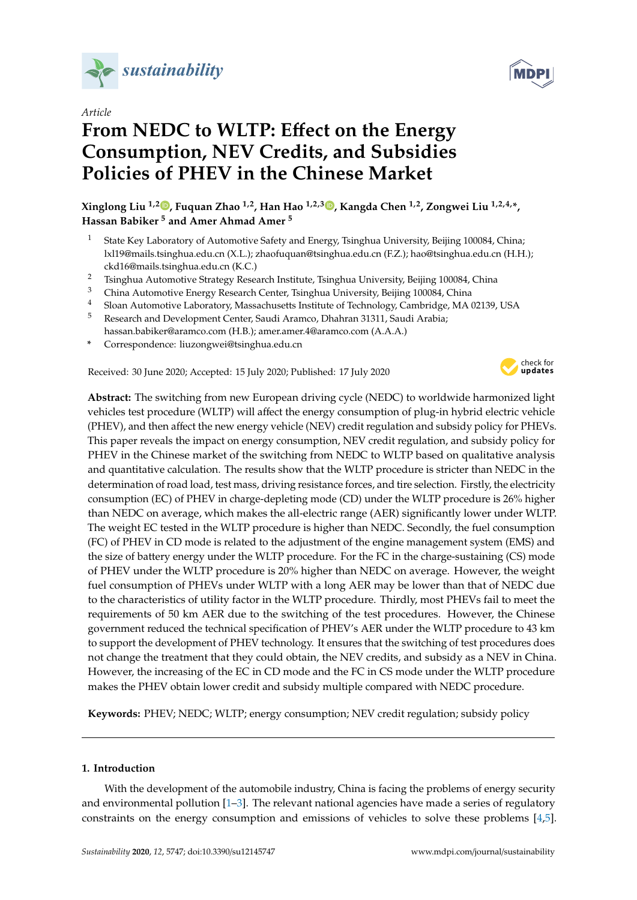*Article*

# From NEDC to WLTP: Effect on the Energy Consumption, NEV Credits, and Subsidies Policies of PHEV in the Chinese Market

**Xinglong Liu [1,2], Fuquan Zhao [1,2], Han Hao [1,2,3], Kangda Chen [1,2], Zongwei Liu [1,2,4,*], Hassan Babiker [5] and Amer Ahmad Amer [5]**

1. State Key Laboratory of Automotive Safety and Energy, Tsinghua University, Beijing 100084, China; lxl19@mails.tsinghua.edu.cn (X.L.); zhaofuquan@tsinghua.edu.cn (F.Z.); hao@tsinghua.edu.cn (H.H.); ckd16@mails.tsinghua.edu.cn (K.C.)
2. Tsinghua Automotive Strategy Research Institute, Tsinghua University, Beijing 100084, China
3. China Automotive Energy Research Center, Tsinghua University, Beijing 100084, China
4. Sloan Automotive Laboratory, Massachusetts Institute of Technology, Cambridge, MA 02139, USA
5. Research and Development Center, Saudi Aramco, Dhahran 31311, Saudi Arabia; hassan.babiker@aramco.com (H.B.); amer.amer.4@aramco.com (A.A.A.)

\* Correspondence: liuzongwei@tsinghua.edu.cn

Received: 30 June 2020; Accepted: 15 July 2020; Published: 17 July 2020

**Abstract:** The switching from new European driving cycle (NEDC) to worldwide harmonized light vehicles test procedure (WLTP) will affect the energy consumption of plug-in hybrid electric vehicle (PHEV), and then affect the new energy vehicle (NEV) credit regulation and subsidy policy for PHEVs. This paper reveals the impact on energy consumption, NEV credit regulation, and subsidy policy for PHEV in the Chinese market of the switching from NEDC to WLTP based on qualitative analysis and quantitative calculation. The results show that the WLTP procedure is stricter than NEDC in the determination of road load, test mass, driving resistance forces, and tire selection. Firstly, the electricity consumption (EC) of PHEV in charge-depleting mode (CD) under the WLTP procedure is 26% higher than NEDC on average, which makes the all-electric range (AER) significantly lower under WLTP. The weight EC tested in the WLTP procedure is higher than NEDC. Secondly, the fuel consumption (FC) of PHEV in CD mode is related to the adjustment of the engine management system (EMS) and the size of battery energy under the WLTP procedure. For the FC in the charge-sustaining (CS) mode of PHEV under the WLTP procedure is 20% higher than NEDC on average. However, the weight fuel consumption of PHEVs under WLTP with a long AER may be lower than that of NEDC due to the characteristics of utility factor in the WLTP procedure. Thirdly, most PHEVs fail to meet the requirements of 50 km AER due to the switching of the test procedures. However, the Chinese government reduced the technical specification of PHEV's AER under the WLTP procedure to 43 km to support the development of PHEV technology. It ensures that the switching of test procedures does not change the treatment that they could obtain, the NEV credits, and subsidy as a NEV in China. However, the increasing of the EC in CD mode and the FC in CS mode under the WLTP procedure makes the PHEV obtain lower credit and subsidy multiple compared with NEDC procedure.

**Keywords:** PHEV; NEDC; WLTP; energy consumption; NEV credit regulation; subsidy policy

## 1. Introduction

With the development of the automobile industry, China is facing the problems of energy security and environmental pollution [1–3]. The relevant national agencies have made a series of regulatory constraints on the energy consumption and emissions of vehicles to solve these problems [4,5].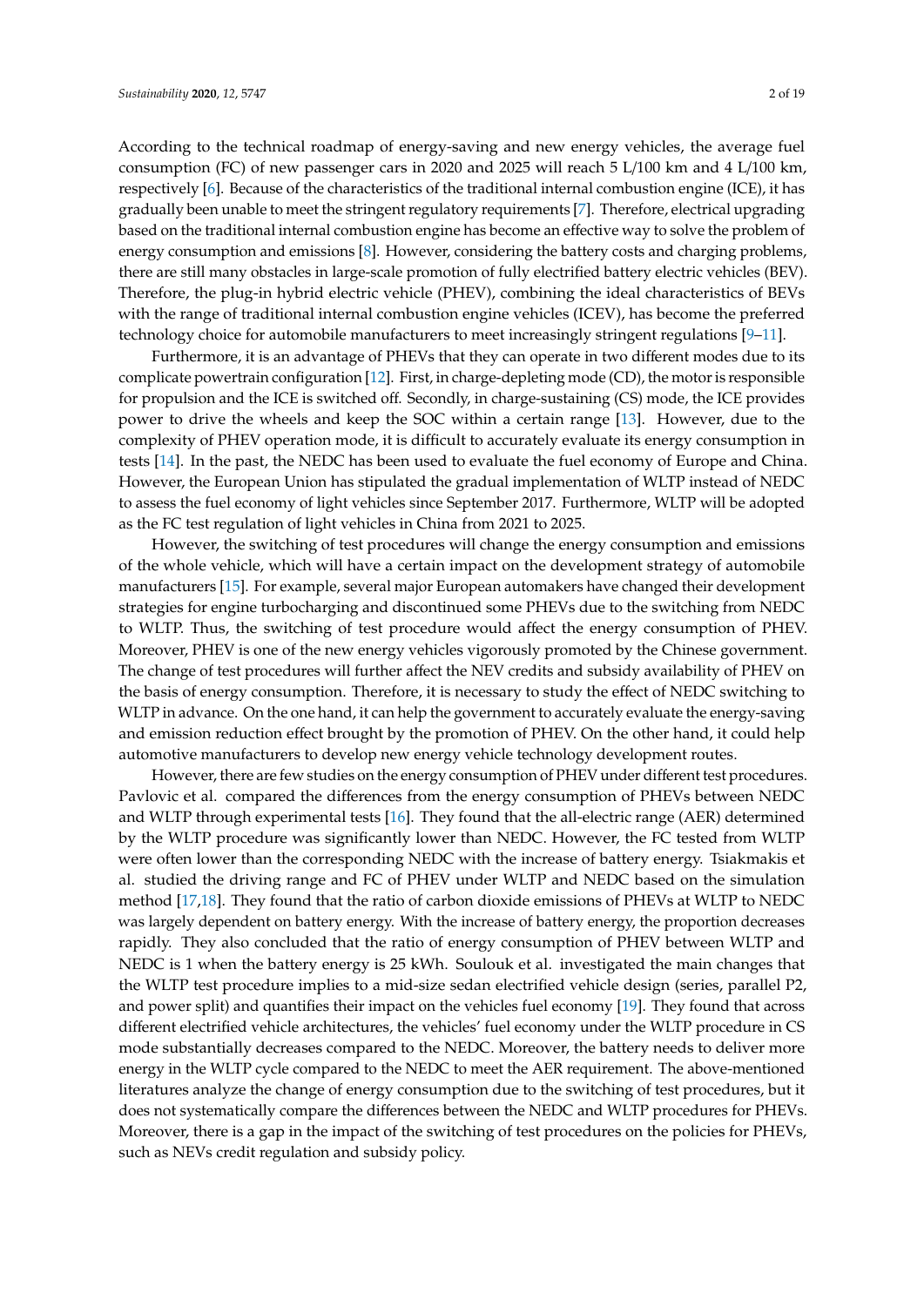According to the technical roadmap of energy-saving and new energy vehicles, the average fuel consumption (FC) of new passenger cars in 2020 and 2025 will reach 5 L/100 km and 4 L/100 km, respectively [6]. Because of the characteristics of the traditional internal combustion engine (ICE), it has gradually been unable to meet the stringent regulatory requirements [7]. Therefore, electrical upgrading based on the traditional internal combustion engine has become an effective way to solve the problem of energy consumption and emissions [8]. However, considering the battery costs and charging problems, there are still many obstacles in large-scale promotion of fully electrified battery electric vehicles (BEV). Therefore, the plug-in hybrid electric vehicle (PHEV), combining the ideal characteristics of BEVs with the range of traditional internal combustion engine vehicles (ICEV), has become the preferred technology choice for automobile manufacturers to meet increasingly stringent regulations [9–11].

Furthermore, it is an advantage of PHEVs that they can operate in two different modes due to its complicate powertrain configuration [12]. First, in charge-depleting mode (CD), the motor is responsible for propulsion and the ICE is switched off. Secondly, in charge-sustaining (CS) mode, the ICE provides power to drive the wheels and keep the SOC within a certain range [13]. However, due to the complexity of PHEV operation mode, it is difficult to accurately evaluate its energy consumption in tests [14]. In the past, the NEDC has been used to evaluate the fuel economy of Europe and China. However, the European Union has stipulated the gradual implementation of WLTP instead of NEDC to assess the fuel economy of light vehicles since September 2017. Furthermore, WLTP will be adopted as the FC test regulation of light vehicles in China from 2021 to 2025.

However, the switching of test procedures will change the energy consumption and emissions of the whole vehicle, which will have a certain impact on the development strategy of automobile manufacturers [15]. For example, several major European automakers have changed their development strategies for engine turbocharging and discontinued some PHEVs due to the switching from NEDC to WLTP. Thus, the switching of test procedure would affect the energy consumption of PHEV. Moreover, PHEV is one of the new energy vehicles vigorously promoted by the Chinese government. The change of test procedures will further affect the NEV credits and subsidy availability of PHEV on the basis of energy consumption. Therefore, it is necessary to study the effect of NEDC switching to WLTP in advance. On the one hand, it can help the government to accurately evaluate the energy-saving and emission reduction effect brought by the promotion of PHEV. On the other hand, it could help automotive manufacturers to develop new energy vehicle technology development routes.

However, there are few studies on the energy consumption of PHEV under different test procedures. Pavlovic et al. compared the differences from the energy consumption of PHEVs between NEDC and WLTP through experimental tests [16]. They found that the all-electric range (AER) determined by the WLTP procedure was significantly lower than NEDC. However, the FC tested from WLTP were often lower than the corresponding NEDC with the increase of battery energy. Tsiakmakis et al. studied the driving range and FC of PHEV under WLTP and NEDC based on the simulation method [17,18]. They found that the ratio of carbon dioxide emissions of PHEVs at WLTP to NEDC was largely dependent on battery energy. With the increase of battery energy, the proportion decreases rapidly. They also concluded that the ratio of energy consumption of PHEV between WLTP and NEDC is 1 when the battery energy is 25 kWh. Soulouk et al. investigated the main changes that the WLTP test procedure implies to a mid-size sedan electrified vehicle design (series, parallel P2, and power split) and quantifies their impact on the vehicles fuel economy [19]. They found that across different electrified vehicle architectures, the vehicles' fuel economy under the WLTP procedure in CS mode substantially decreases compared to the NEDC. Moreover, the battery needs to deliver more energy in the WLTP cycle compared to the NEDC to meet the AER requirement. The above-mentioned literatures analyze the change of energy consumption due to the switching of test procedures, but it does not systematically compare the differences between the NEDC and WLTP procedures for PHEVs. Moreover, there is a gap in the impact of the switching of test procedures on the policies for PHEVs, such as NEVs credit regulation and subsidy policy.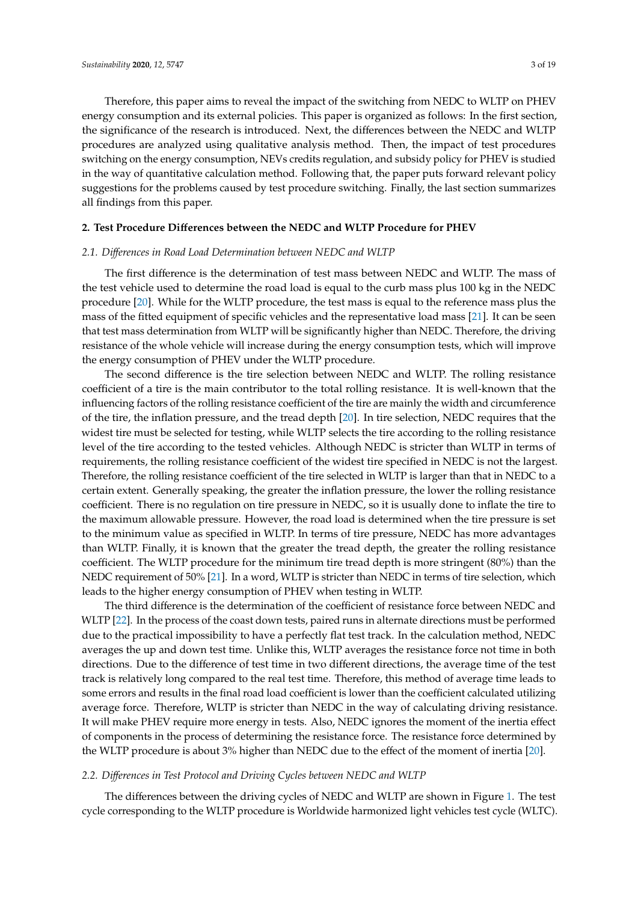Therefore, this paper aims to reveal the impact of the switching from NEDC to WLTP on PHEV energy consumption and its external policies. This paper is organized as follows: In the first section, the significance of the research is introduced. Next, the differences between the NEDC and WLTP procedures are analyzed using qualitative analysis method. Then, the impact of test procedures switching on the energy consumption, NEVs credits regulation, and subsidy policy for PHEV is studied in the way of quantitative calculation method. Following that, the paper puts forward relevant policy suggestions for the problems caused by test procedure switching. Finally, the last section summarizes all findings from this paper.

## 2. Test Procedure Differences between the NEDC and WLTP Procedure for PHEV

### *2.1. Differences in Road Load Determination between NEDC and WLTP*

The first difference is the determination of test mass between NEDC and WLTP. The mass of the test vehicle used to determine the road load is equal to the curb mass plus 100 kg in the NEDC procedure [20]. While for the WLTP procedure, the test mass is equal to the reference mass plus the mass of the fitted equipment of specific vehicles and the representative load mass [21]. It can be seen that test mass determination from WLTP will be significantly higher than NEDC. Therefore, the driving resistance of the whole vehicle will increase during the energy consumption tests, which will improve the energy consumption of PHEV under the WLTP procedure.

The second difference is the tire selection between NEDC and WLTP. The rolling resistance coefficient of a tire is the main contributor to the total rolling resistance. It is well-known that the influencing factors of the rolling resistance coefficient of the tire are mainly the width and circumference of the tire, the inflation pressure, and the tread depth [20]. In tire selection, NEDC requires that the widest tire must be selected for testing, while WLTP selects the tire according to the rolling resistance level of the tire according to the tested vehicles. Although NEDC is stricter than WLTP in terms of requirements, the rolling resistance coefficient of the widest tire specified in NEDC is not the largest. Therefore, the rolling resistance coefficient of the tire selected in WLTP is larger than that in NEDC to a certain extent. Generally speaking, the greater the inflation pressure, the lower the rolling resistance coefficient. There is no regulation on tire pressure in NEDC, so it is usually done to inflate the tire to the maximum allowable pressure. However, the road load is determined when the tire pressure is set to the minimum value as specified in WLTP. In terms of tire pressure, NEDC has more advantages than WLTP. Finally, it is known that the greater the tread depth, the greater the rolling resistance coefficient. The WLTP procedure for the minimum tire tread depth is more stringent (80%) than the NEDC requirement of 50% [21]. In a word, WLTP is stricter than NEDC in terms of tire selection, which leads to the higher energy consumption of PHEV when testing in WLTP.

The third difference is the determination of the coefficient of resistance force between NEDC and WLTP [22]. In the process of the coast down tests, paired runs in alternate directions must be performed due to the practical impossibility to have a perfectly flat test track. In the calculation method, NEDC averages the up and down test time. Unlike this, WLTP averages the resistance force not time in both directions. Due to the difference of test time in two different directions, the average time of the test track is relatively long compared to the real test time. Therefore, this method of average time leads to some errors and results in the final road load coefficient is lower than the coefficient calculated utilizing average force. Therefore, WLTP is stricter than NEDC in the way of calculating driving resistance. It will make PHEV require more energy in tests. Also, NEDC ignores the moment of the inertia effect of components in the process of determining the resistance force. The resistance force determined by the WLTP procedure is about 3% higher than NEDC due to the effect of the moment of inertia [20].

### *2.2. Differences in Test Protocol and Driving Cycles between NEDC and WLTP*

The differences between the driving cycles of NEDC and WLTP are shown in Figure 1. The test cycle corresponding to the WLTP procedure is Worldwide harmonized light vehicles test cycle (WLTC).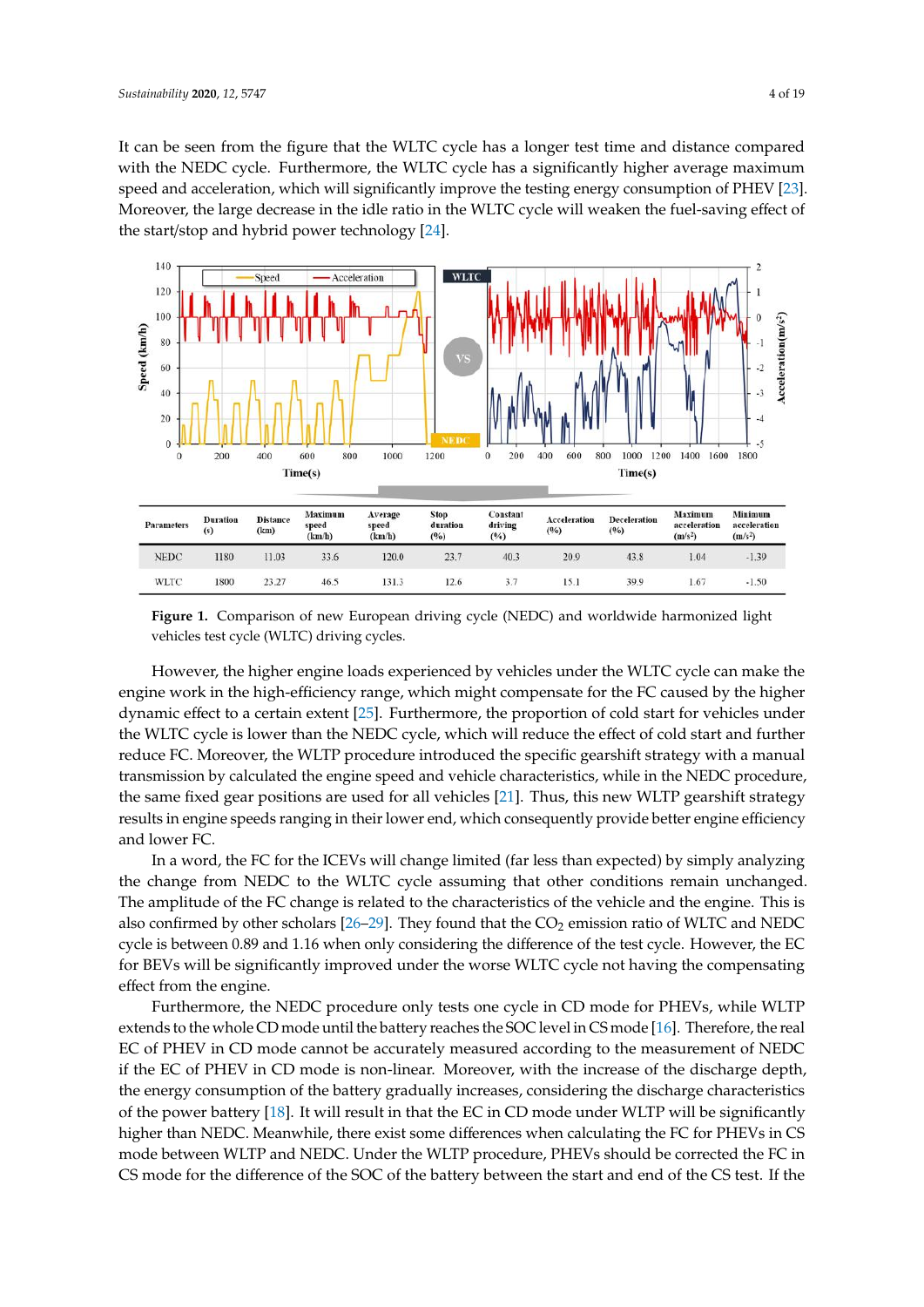It can be seen from the figure that the WLTC cycle has a longer test time and distance compared with the NEDC cycle. Furthermore, the WLTC cycle has a significantly higher average maximum speed and acceleration, which will significantly improve the testing energy consumption of PHEV [23]. Moreover, the large decrease in the idle ratio in the WLTC cycle will weaken the fuel-saving effect of the start/stop and hybrid power technology [24].

| Parameters | Duration (s) | Distance (km) | Maximum speed (km/h) | Average speed (km/h) | Stop duration (%) | Constant driving (%) | Acceleration (%) | Deceleration (%) | Maximum acceleration (m/s²) | Minimum acceleration (m/s²) |
|---|---|---|---|---|---|---|---|---|---|---|
| NEDC | 1180 | 11.03 | 33.6 | 120.0 | 23.7 | 40.3 | 20.9 | 43.8 | 1.04 | -1.39 |
| WLTC | 1800 | 23.27 | 46.5 | 131.3 | 12.6 | 3.7 | 15.1 | 39.9 | 1.67 | -1.50 |

**Figure 1.** Comparison of new European driving cycle (NEDC) and worldwide harmonized light vehicles test cycle (WLTC) driving cycles.

However, the higher engine loads experienced by vehicles under the WLTC cycle can make the engine work in the high-efficiency range, which might compensate for the FC caused by the higher dynamic effect to a certain extent [25]. Furthermore, the proportion of cold start for vehicles under the WLTC cycle is lower than the NEDC cycle, which will reduce the effect of cold start and further reduce FC. Moreover, the WLTP procedure introduced the specific gearshift strategy with a manual transmission by calculated the engine speed and vehicle characteristics, while in the NEDC procedure, the same fixed gear positions are used for all vehicles [21]. Thus, this new WLTP gearshift strategy results in engine speeds ranging in their lower end, which consequently provide better engine efficiency and lower FC.

In a word, the FC for the ICEVs will change limited (far less than expected) by simply analyzing the change from NEDC to the WLTC cycle assuming that other conditions remain unchanged. The amplitude of the FC change is related to the characteristics of the vehicle and the engine. This is also confirmed by other scholars [26–29]. They found that the $CO_2$ emission ratio of WLTC and NEDC cycle is between 0.89 and 1.16 when only considering the difference of the test cycle. However, the EC for BEVs will be significantly improved under the worse WLTC cycle not having the compensating effect from the engine.

Furthermore, the NEDC procedure only tests one cycle in CD mode for PHEVs, while WLTP extends to the whole CD mode until the battery reaches the SOC level in CS mode [16]. Therefore, the real EC of PHEV in CD mode cannot be accurately measured according to the measurement of NEDC if the EC of PHEV in CD mode is non-linear. Moreover, with the increase of the discharge depth, the energy consumption of the battery gradually increases, considering the discharge characteristics of the power battery [18]. It will result in that the EC in CD mode under WLTP will be significantly higher than NEDC. Meanwhile, there exist some differences when calculating the FC for PHEVs in CS mode between WLTP and NEDC. Under the WLTP procedure, PHEVs should be corrected the FC in CS mode for the difference of the SOC of the battery between the start and end of the CS test. If the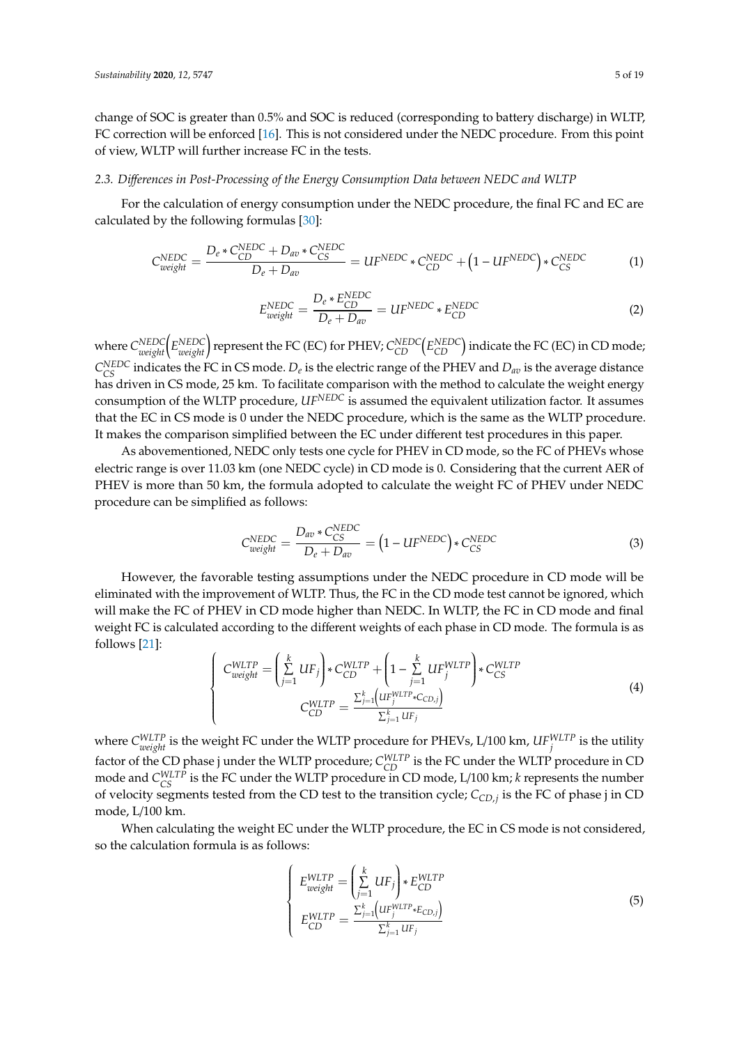change of SOC is greater than 0.5% and SOC is reduced (corresponding to battery discharge) in WLTP, FC correction will be enforced [16]. This is not considered under the NEDC procedure. From this point of view, WLTP will further increase FC in the tests.

### 2.3. Differences in Post-Processing of the Energy Consumption Data between NEDC and WLTP

For the calculation of energy consumption under the NEDC procedure, the final FC and EC are calculated by the following formulas [30]:

$$C_{weight}^{NEDC} = \frac{D_e * C_{CD}^{NEDC} + D_{av} * C_{CS}^{NEDC}}{D_e + D_{av}} = UF^{NEDC} * C_{CD}^{NEDC} + \left(1 - UF^{NEDC}\right) * C_{CS}^{NEDC} \tag{1}$$

$$E_{weight}^{NEDC} = \frac{D_e * E_{CD}^{NEDC}}{D_e + D_{av}} = UF^{NEDC} * E_{CD}^{NEDC} \tag{2}$$

where $C_{weight}^{NEDC}\left(E_{weight}^{NEDC}\right)$ represent the FC (EC) for PHEV; $C_{CD}^{NEDC}\left(E_{CD}^{NEDC}\right)$ indicate the FC (EC) in CD mode; $C_{CS}^{NEDC}$ indicates the FC in CS mode. $D_e$ is the electric range of the PHEV and $D_{av}$ is the average distance has driven in CS mode, 25 km. To facilitate comparison with the method to calculate the weight energy consumption of the WLTP procedure, $UF^{NEDC}$ is assumed the equivalent utilization factor. It assumes that the EC in CS mode is 0 under the NEDC procedure, which is the same as the WLTP procedure. It makes the comparison simplified between the EC under different test procedures in this paper.

As abovementioned, NEDC only tests one cycle for PHEV in CD mode, so the FC of PHEVs whose electric range is over 11.03 km (one NEDC cycle) in CD mode is 0. Considering that the current AER of PHEV is more than 50 km, the formula adopted to calculate the weight FC of PHEV under NEDC procedure can be simplified as follows:

$$C_{weight}^{NEDC} = \frac{D_{av} * C_{CS}^{NEDC}}{D_e + D_{av}} = \left(1 - UF^{NEDC}\right) * C_{CS}^{NEDC} \tag{3}$$

However, the favorable testing assumptions under the NEDC procedure in CD mode will be eliminated with the improvement of WLTP. Thus, the FC in the CD mode test cannot be ignored, which will make the FC of PHEV in CD mode higher than NEDC. In WLTP, the FC in CD mode and final weight FC is calculated according to the different weights of each phase in CD mode. The formula is as follows [21]:

$$\begin{cases} C_{weight}^{WLTP} = \left(\sum\limits_{j=1}^{k} UF_j\right) * C_{CD}^{WLTP} + \left(1 - \sum\limits_{j=1}^{k} UF_j^{WLTP}\right) * C_{CS}^{WLTP} \\ C_{CD}^{WLTP} = \frac{\sum_{j=1}^{k}\left(UF_j^{WLTP} * C_{CD,j}\right)}{\sum_{j=1}^{k} UF_j} \end{cases} \tag{4}$$

where $C_{weight}^{WLTP}$ is the weight FC under the WLTP procedure for PHEVs, L/100 km, $UF_j^{WLTP}$ is the utility factor of the CD phase j under the WLTP procedure; $C_{CD}^{WLTP}$ is the FC under the WLTP procedure in CD mode and $C_{CS}^{WLTP}$ is the FC under the WLTP procedure in CD mode, L/100 km; $k$ represents the number of velocity segments tested from the CD test to the transition cycle; $C_{CD,j}$ is the FC of phase j in CD mode, L/100 km.

When calculating the weight EC under the WLTP procedure, the EC in CS mode is not considered, so the calculation formula is as follows:

$$\begin{cases} E_{weight}^{WLTP} = \left(\sum\limits_{j=1}^{k} UF_j\right) * E_{CD}^{WLTP} \\ E_{CD}^{WLTP} = \frac{\sum_{j=1}^{k}\left(UF_j^{WLTP} * E_{CD,j}\right)}{\sum_{j=1}^{k} UF_j} \end{cases} \tag{5}$$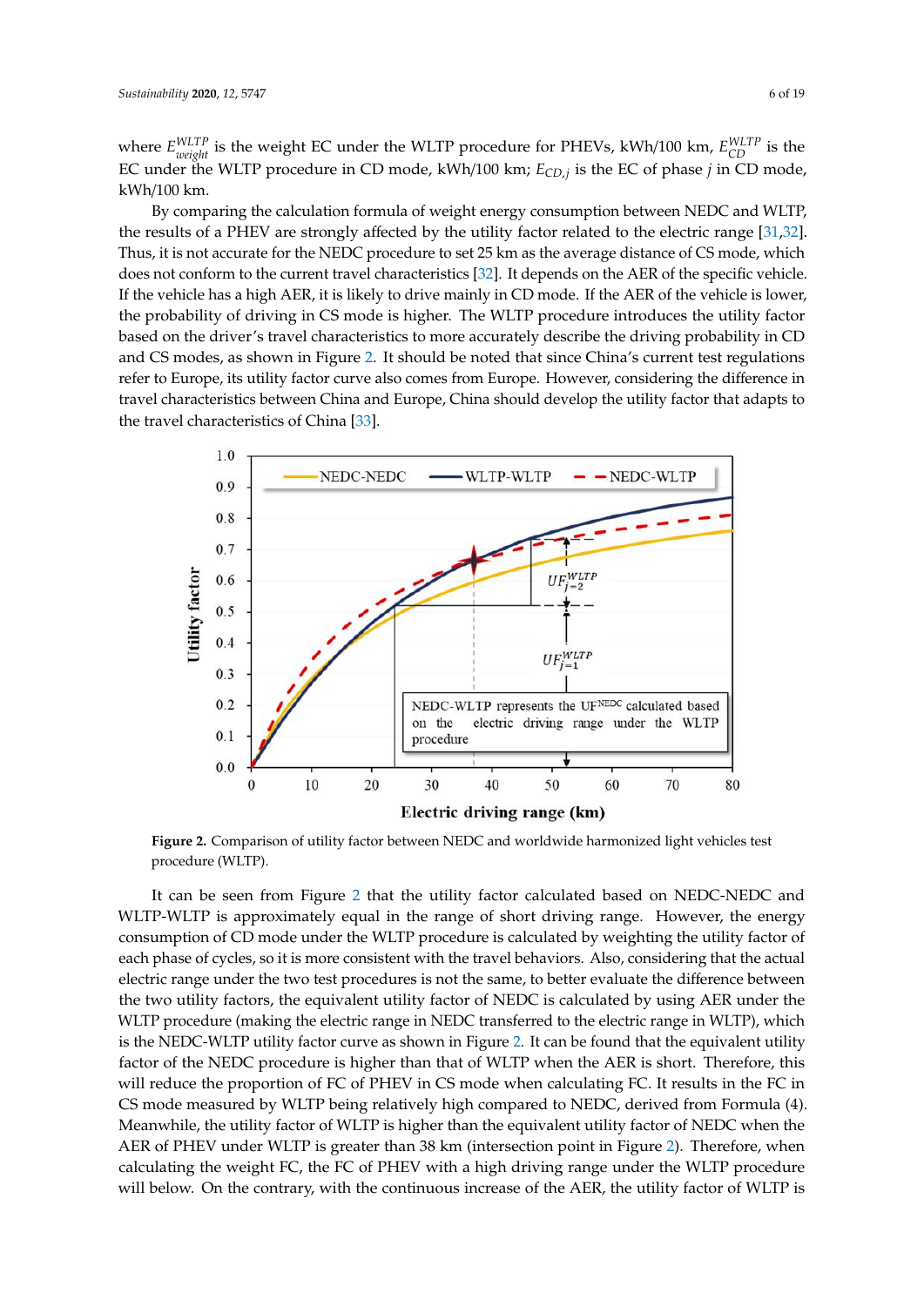where $E_{weight}^{WLTP}$ is the weight EC under the WLTP procedure for PHEVs, kWh/100 km, $E_{CD}^{WLTP}$ is the EC under the WLTP procedure in CD mode, kWh/100 km; $E_{CD,j}$ is the EC of phase $j$ in CD mode, kWh/100 km.

By comparing the calculation formula of weight energy consumption between NEDC and WLTP, the results of a PHEV are strongly affected by the utility factor related to the electric range [31,32]. Thus, it is not accurate for the NEDC procedure to set 25 km as the average distance of CS mode, which does not conform to the current travel characteristics [32]. It depends on the AER of the specific vehicle. If the vehicle has a high AER, it is likely to drive mainly in CD mode. If the AER of the vehicle is lower, the probability of driving in CS mode is higher. The WLTP procedure introduces the utility factor based on the driver's travel characteristics to more accurately describe the driving probability in CD and CS modes, as shown in Figure 2. It should be noted that since China's current test regulations refer to Europe, its utility factor curve also comes from Europe. However, considering the difference in travel characteristics between China and Europe, China should develop the utility factor that adapts to the travel characteristics of China [33].

**Figure 2.** Comparison of utility factor between NEDC and worldwide harmonized light vehicles test procedure (WLTP).

It can be seen from Figure 2 that the utility factor calculated based on NEDC-NEDC and WLTP-WLTP is approximately equal in the range of short driving range. However, the energy consumption of CD mode under the WLTP procedure is calculated by weighting the utility factor of each phase of cycles, so it is more consistent with the travel behaviors. Also, considering that the actual electric range under the two test procedures is not the same, to better evaluate the difference between the two utility factors, the equivalent utility factor of NEDC is calculated by using AER under the WLTP procedure (making the electric range in NEDC transferred to the electric range in WLTP), which is the NEDC-WLTP utility factor curve as shown in Figure 2. It can be found that the equivalent utility factor of the NEDC procedure is higher than that of WLTP when the AER is short. Therefore, this will reduce the proportion of FC of PHEV in CS mode when calculating FC. It results in the FC in CS mode measured by WLTP being relatively high compared to NEDC, derived from Formula (4). Meanwhile, the utility factor of WLTP is higher than the equivalent utility factor of NEDC when the AER of PHEV under WLTP is greater than 38 km (intersection point in Figure 2). Therefore, when calculating the weight FC, the FC of PHEV with a high driving range under the WLTP procedure will below. On the contrary, with the continuous increase of the AER, the utility factor of WLTP is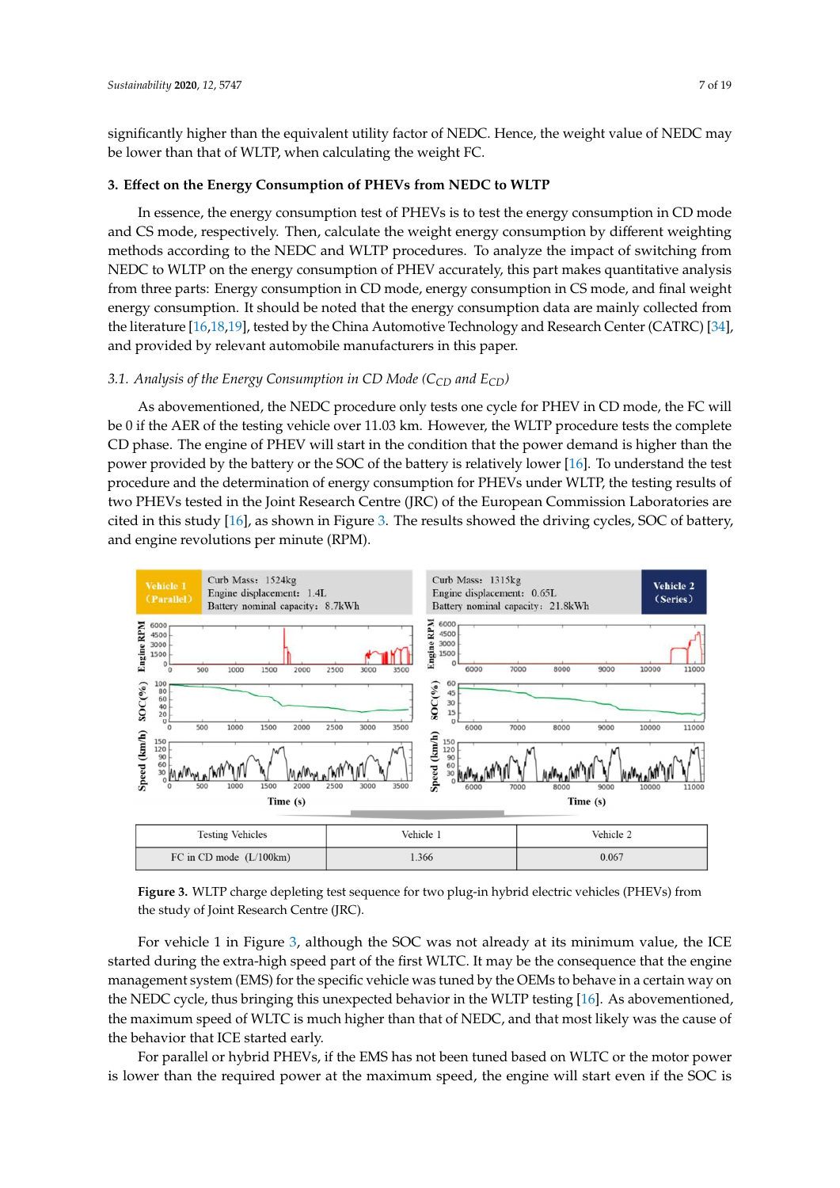significantly higher than the equivalent utility factor of NEDC. Hence, the weight value of NEDC may be lower than that of WLTP, when calculating the weight FC.

## 3. Effect on the Energy Consumption of PHEVs from NEDC to WLTP

In essence, the energy consumption test of PHEVs is to test the energy consumption in CD mode and CS mode, respectively. Then, calculate the weight energy consumption by different weighting methods according to the NEDC and WLTP procedures. To analyze the impact of switching from NEDC to WLTP on the energy consumption of PHEV accurately, this part makes quantitative analysis from three parts: Energy consumption in CD mode, energy consumption in CS mode, and final weight energy consumption. It should be noted that the energy consumption data are mainly collected from the literature [16,18,19], tested by the China Automotive Technology and Research Center (CATRC) [34], and provided by relevant automobile manufacturers in this paper.

### *3.1. Analysis of the Energy Consumption in CD Mode ($C_{CD}$ and $E_{CD}$)*

As abovementioned, the NEDC procedure only tests one cycle for PHEV in CD mode, the FC will be 0 if the AER of the testing vehicle over 11.03 km. However, the WLTP procedure tests the complete CD phase. The engine of PHEV will start in the condition that the power demand is higher than the power provided by the battery or the SOC of the battery is relatively lower [16]. To understand the test procedure and the determination of energy consumption for PHEVs under WLTP, the testing results of two PHEVs tested in the Joint Research Centre (JRC) of the European Commission Laboratories are cited in this study [16], as shown in Figure 3. The results showed the driving cycles, SOC of battery, and engine revolutions per minute (RPM).

| Testing Vehicles | Vehicle 1 | Vehicle 2 |
| --- | --- | --- |
| Vehicle type | Parallel | Series |
| Curb Mass | 1524kg | 1315kg |
| Engine displacement | 1.4L | 0.65L |
| Battery nominal capacity | 8.7kWh | 21.8kWh |
| FC in CD mode (L/100km) | 1.366 | 0.067 |

**Figure 3.** WLTP charge depleting test sequence for two plug-in hybrid electric vehicles (PHEVs) from the study of Joint Research Centre (JRC).

For vehicle 1 in Figure 3, although the SOC was not already at its minimum value, the ICE started during the extra-high speed part of the first WLTC. It may be the consequence that the engine management system (EMS) for the specific vehicle was tuned by the OEMs to behave in a certain way on the NEDC cycle, thus bringing this unexpected behavior in the WLTP testing [16]. As abovementioned, the maximum speed of WLTC is much higher than that of NEDC, and that most likely was the cause of the behavior that ICE started early.

For parallel or hybrid PHEVs, if the EMS has not been tuned based on WLTC or the motor power is lower than the required power at the maximum speed, the engine will start even if the SOC is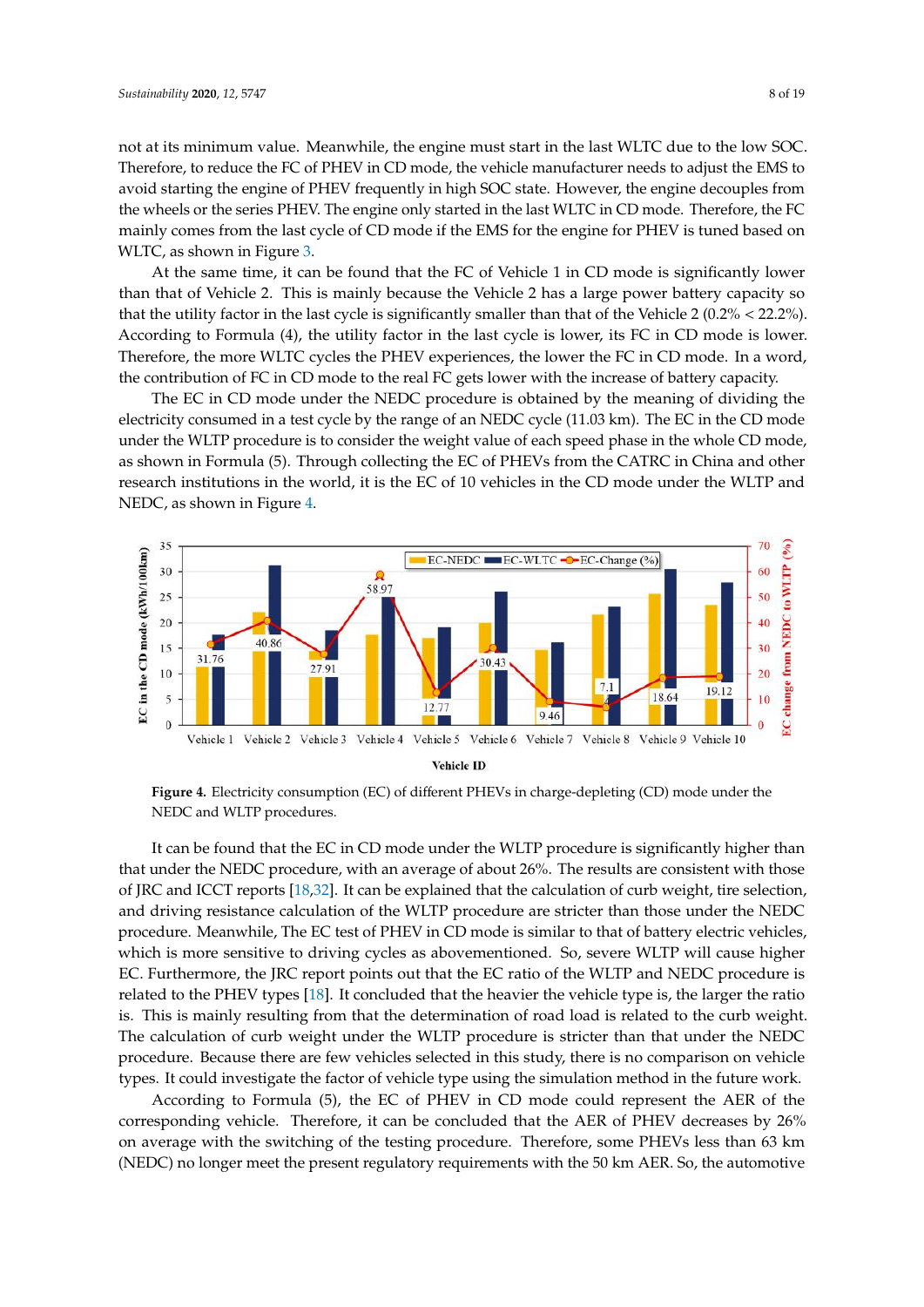not at its minimum value. Meanwhile, the engine must start in the last WLTC due to the low SOC. Therefore, to reduce the FC of PHEV in CD mode, the vehicle manufacturer needs to adjust the EMS to avoid starting the engine of PHEV frequently in high SOC state. However, the engine decouples from the wheels or the series PHEV. The engine only started in the last WLTC in CD mode. Therefore, the FC mainly comes from the last cycle of CD mode if the EMS for the engine for PHEV is tuned based on WLTC, as shown in Figure 3.

At the same time, it can be found that the FC of Vehicle 1 in CD mode is significantly lower than that of Vehicle 2. This is mainly because the Vehicle 2 has a large power battery capacity so that the utility factor in the last cycle is significantly smaller than that of the Vehicle 2 (0.2% < 22.2%). According to Formula (4), the utility factor in the last cycle is lower, its FC in CD mode is lower. Therefore, the more WLTC cycles the PHEV experiences, the lower the FC in CD mode. In a word, the contribution of FC in CD mode to the real FC gets lower with the increase of battery capacity.

The EC in CD mode under the NEDC procedure is obtained by the meaning of dividing the electricity consumed in a test cycle by the range of an NEDC cycle (11.03 km). The EC in the CD mode under the WLTP procedure is to consider the weight value of each speed phase in the whole CD mode, as shown in Formula (5). Through collecting the EC of PHEVs from the CATRC in China and other research institutions in the world, it is the EC of 10 vehicles in the CD mode under the WLTP and NEDC, as shown in Figure 4.

**Figure 4.** Electricity consumption (EC) of different PHEVs in charge-depleting (CD) mode under the NEDC and WLTP procedures.

It can be found that the EC in CD mode under the WLTP procedure is significantly higher than that under the NEDC procedure, with an average of about 26%. The results are consistent with those of JRC and ICCT reports [18,32]. It can be explained that the calculation of curb weight, tire selection, and driving resistance calculation of the WLTP procedure are stricter than those under the NEDC procedure. Meanwhile, The EC test of PHEV in CD mode is similar to that of battery electric vehicles, which is more sensitive to driving cycles as abovementioned. So, severe WLTP will cause higher EC. Furthermore, the JRC report points out that the EC ratio of the WLTP and NEDC procedure is related to the PHEV types [18]. It concluded that the heavier the vehicle type is, the larger the ratio is. This is mainly resulting from that the determination of road load is related to the curb weight. The calculation of curb weight under the WLTP procedure is stricter than that under the NEDC procedure. Because there are few vehicles selected in this study, there is no comparison on vehicle types. It could investigate the factor of vehicle type using the simulation method in the future work.

According to Formula (5), the EC of PHEV in CD mode could represent the AER of the corresponding vehicle. Therefore, it can be concluded that the AER of PHEV decreases by 26% on average with the switching of the testing procedure. Therefore, some PHEVs less than 63 km (NEDC) no longer meet the present regulatory requirements with the 50 km AER. So, the automotive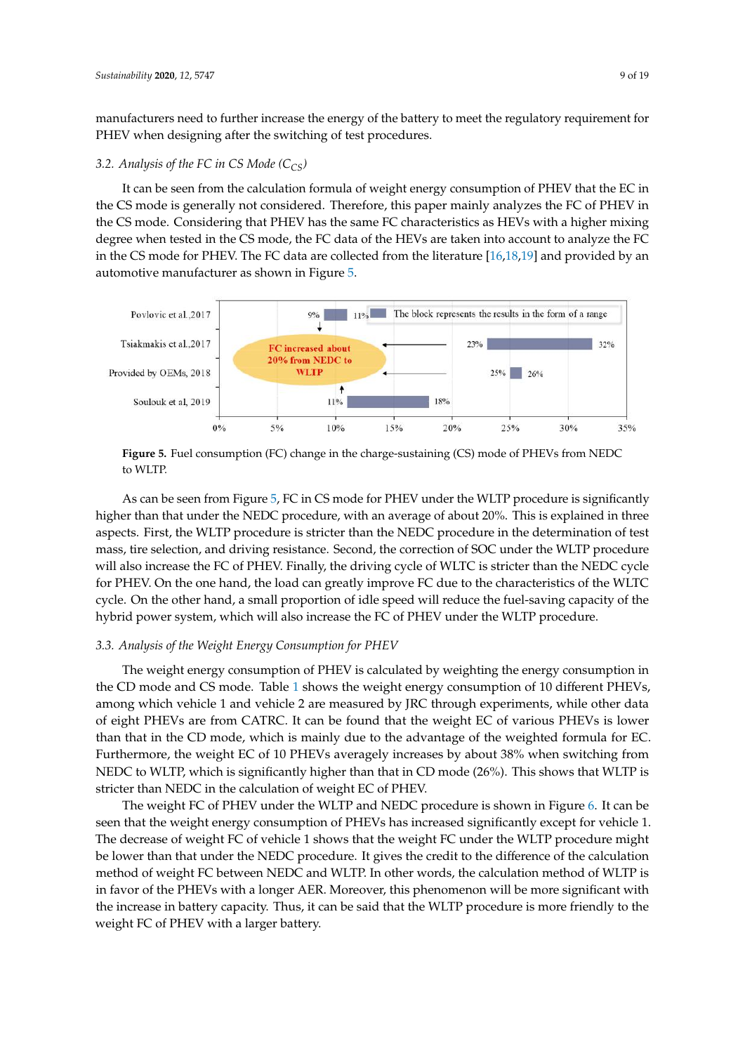manufacturers need to further increase the energy of the battery to meet the regulatory requirement for PHEV when designing after the switching of test procedures.

### 3.2. Analysis of the FC in CS Mode ($C_{CS}$)

It can be seen from the calculation formula of weight energy consumption of PHEV that the EC in the CS mode is generally not considered. Therefore, this paper mainly analyzes the FC of PHEV in the CS mode. Considering that PHEV has the same FC characteristics as HEVs with a higher mixing degree when tested in the CS mode, the FC data of the HEVs are taken into account to analyze the FC in the CS mode for PHEV. The FC data are collected from the literature [16,18,19] and provided by an automotive manufacturer as shown in Figure 5.

**Figure 5.** Fuel consumption (FC) change in the charge-sustaining (CS) mode of PHEVs from NEDC to WLTP.

As can be seen from Figure 5, FC in CS mode for PHEV under the WLTP procedure is significantly higher than that under the NEDC procedure, with an average of about 20%. This is explained in three aspects. First, the WLTP procedure is stricter than the NEDC procedure in the determination of test mass, tire selection, and driving resistance. Second, the correction of SOC under the WLTP procedure will also increase the FC of PHEV. Finally, the driving cycle of WLTC is stricter than the NEDC cycle for PHEV. On the one hand, the load can greatly improve FC due to the characteristics of the WLTC cycle. On the other hand, a small proportion of idle speed will reduce the fuel-saving capacity of the hybrid power system, which will also increase the FC of PHEV under the WLTP procedure.

### 3.3. Analysis of the Weight Energy Consumption for PHEV

The weight energy consumption of PHEV is calculated by weighting the energy consumption in the CD mode and CS mode. Table 1 shows the weight energy consumption of 10 different PHEVs, among which vehicle 1 and vehicle 2 are measured by JRC through experiments, while other data of eight PHEVs are from CATRC. It can be found that the weight EC of various PHEVs is lower than that in the CD mode, which is mainly due to the advantage of the weighted formula for EC. Furthermore, the weight EC of 10 PHEVs averagely increases by about 38% when switching from NEDC to WLTP, which is significantly higher than that in CD mode (26%). This shows that WLTP is stricter than NEDC in the calculation of weight EC of PHEV.

The weight FC of PHEV under the WLTP and NEDC procedure is shown in Figure 6. It can be seen that the weight energy consumption of PHEVs has increased significantly except for vehicle 1. The decrease of weight FC of vehicle 1 shows that the weight FC under the WLTP procedure might be lower than that under the NEDC procedure. It gives the credit to the difference of the calculation method of weight FC between NEDC and WLTP. In other words, the calculation method of WLTP is in favor of the PHEVs with a longer AER. Moreover, this phenomenon will be more significant with the increase in battery capacity. Thus, it can be said that the WLTP procedure is more friendly to the weight FC of PHEV with a larger battery.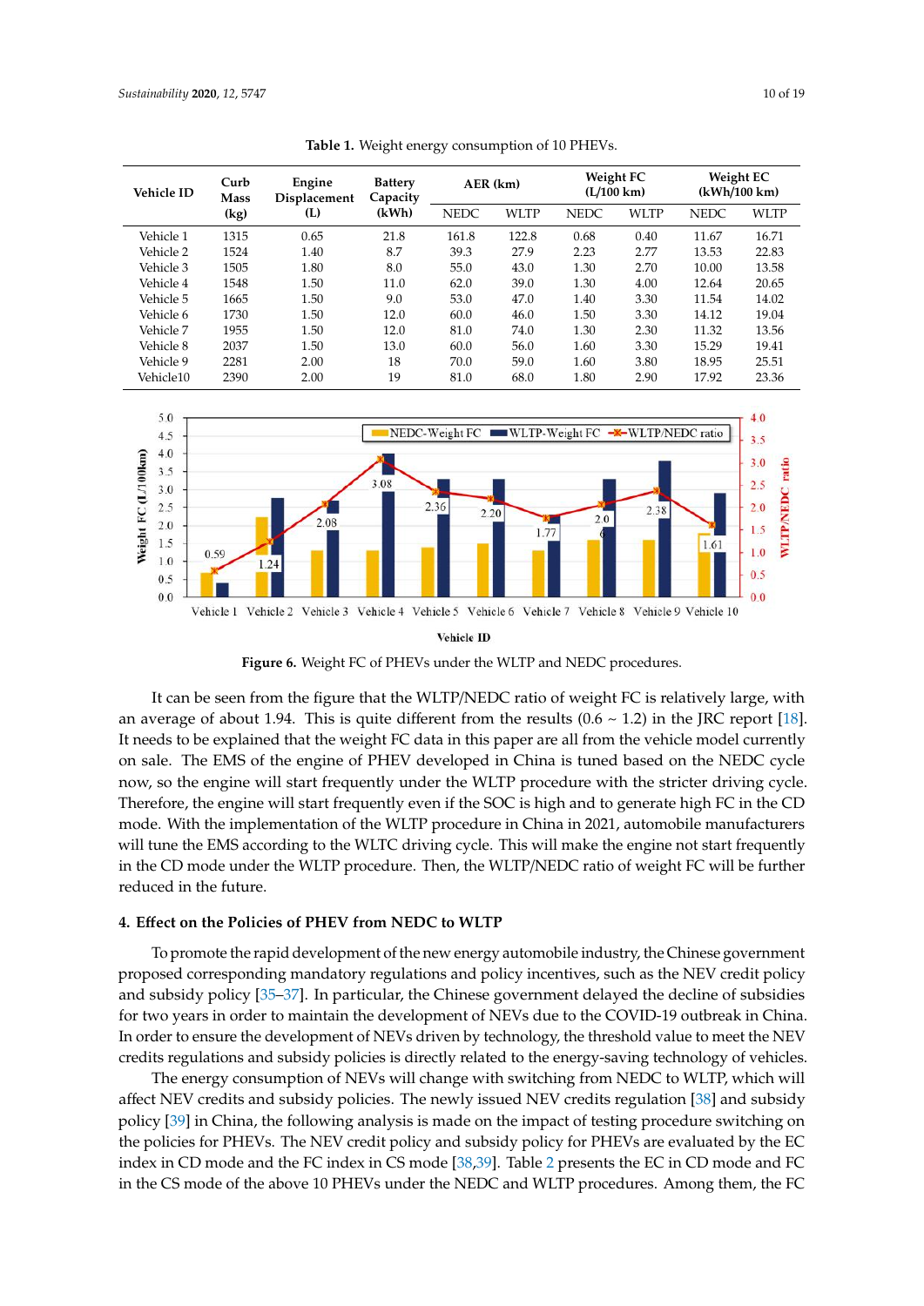**Table 1.** Weight energy consumption of 10 PHEVs.

| Vehicle ID | Curb Mass (kg) | Engine Displacement (L) | Battery Capacity (kWh) | AER (km) | | Weight FC (L/100 km) | | Weight EC (kWh/100 km) | |
|---|---|---|---|---|---|---|---|---|---|
| | | | | NEDC | WLTP | NEDC | WLTP | NEDC | WLTP |
| Vehicle 1 | 1315 | 0.65 | 21.8 | 161.8 | 122.8 | 0.68 | 0.40 | 11.67 | 16.71 |
| Vehicle 2 | 1524 | 1.40 | 8.7 | 39.3 | 27.9 | 2.23 | 2.77 | 13.53 | 22.83 |
| Vehicle 3 | 1505 | 1.80 | 8.0 | 55.0 | 43.0 | 1.30 | 2.70 | 10.00 | 13.58 |
| Vehicle 4 | 1548 | 1.50 | 11.0 | 62.0 | 39.0 | 1.30 | 4.00 | 12.64 | 20.65 |
| Vehicle 5 | 1665 | 1.50 | 9.0 | 53.0 | 47.0 | 1.40 | 3.30 | 11.54 | 14.02 |
| Vehicle 6 | 1730 | 1.50 | 12.0 | 60.0 | 46.0 | 1.50 | 3.30 | 14.12 | 19.04 |
| Vehicle 7 | 1955 | 1.50 | 12.0 | 81.0 | 74.0 | 1.30 | 2.30 | 11.32 | 13.56 |
| Vehicle 8 | 2037 | 1.50 | 13.0 | 60.0 | 56.0 | 1.60 | 3.30 | 15.29 | 19.41 |
| Vehicle 9 | 2281 | 2.00 | 18 | 70.0 | 59.0 | 1.60 | 3.80 | 18.95 | 25.51 |
| Vehicle10 | 2390 | 2.00 | 19 | 81.0 | 68.0 | 1.80 | 2.90 | 17.92 | 23.36 |

**Figure 6.** Weight FC of PHEVs under the WLTP and NEDC procedures.

It can be seen from the figure that the WLTP/NEDC ratio of weight FC is relatively large, with an average of about 1.94. This is quite different from the results (0.6 ~ 1.2) in the JRC report [18]. It needs to be explained that the weight FC data in this paper are all from the vehicle model currently on sale. The EMS of the engine of PHEV developed in China is tuned based on the NEDC cycle now, so the engine will start frequently under the WLTP procedure with the stricter driving cycle. Therefore, the engine will start frequently even if the SOC is high and to generate high FC in the CD mode. With the implementation of the WLTP procedure in China in 2021, automobile manufacturers will tune the EMS according to the WLTC driving cycle. This will make the engine not start frequently in the CD mode under the WLTP procedure. Then, the WLTP/NEDC ratio of weight FC will be further reduced in the future.

## 4. Effect on the Policies of PHEV from NEDC to WLTP

To promote the rapid development of the new energy automobile industry, the Chinese government proposed corresponding mandatory regulations and policy incentives, such as the NEV credit policy and subsidy policy [35–37]. In particular, the Chinese government delayed the decline of subsidies for two years in order to maintain the development of NEVs due to the COVID-19 outbreak in China. In order to ensure the development of NEVs driven by technology, the threshold value to meet the NEV credits regulations and subsidy policies is directly related to the energy-saving technology of vehicles.

The energy consumption of NEVs will change with switching from NEDC to WLTP, which will affect NEV credits and subsidy policies. The newly issued NEV credits regulation [38] and subsidy policy [39] in China, the following analysis is made on the impact of testing procedure switching on the policies for PHEVs. The NEV credit policy and subsidy policy for PHEVs are evaluated by the EC index in CD mode and the FC index in CS mode [38,39]. Table 2 presents the EC in CD mode and FC in the CS mode of the above 10 PHEVs under the NEDC and WLTP procedures. Among them, the FC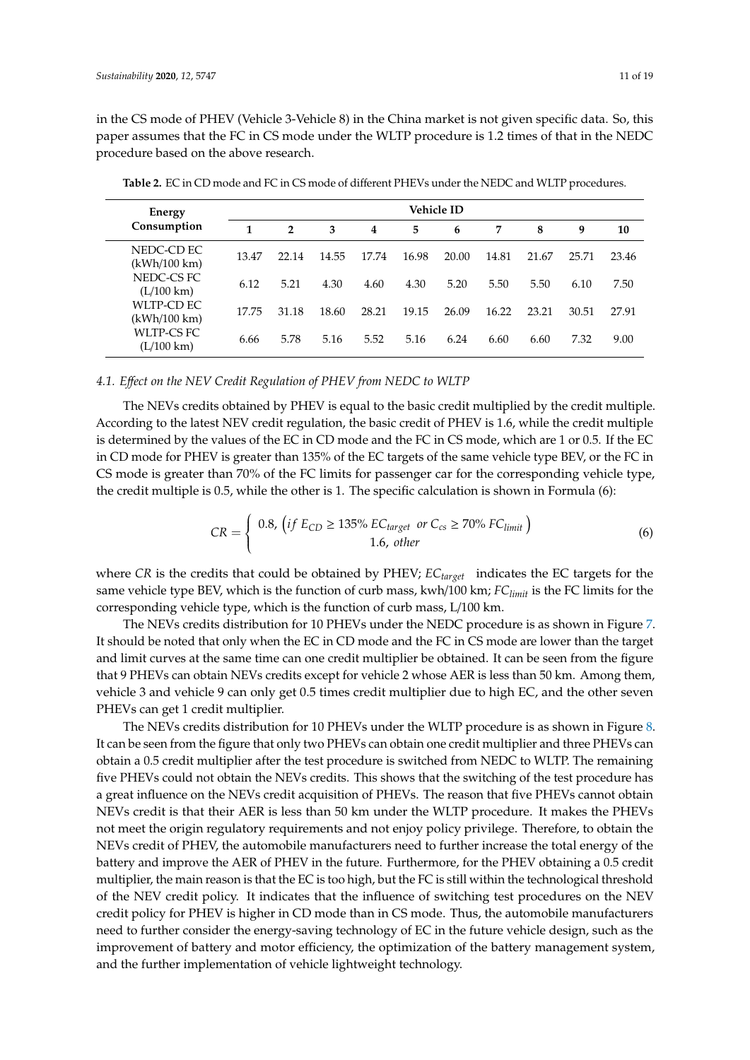in the CS mode of PHEV (Vehicle 3-Vehicle 8) in the China market is not given specific data. So, this paper assumes that the FC in CS mode under the WLTP procedure is 1.2 times of that in the NEDC procedure based on the above research.

**Table 2.** EC in CD mode and FC in CS mode of different PHEVs under the NEDC and WLTP procedures.

| Energy Consumption | Vehicle ID | | | | | | | | | |
|---|---|---|---|---|---|---|---|---|---|---|
| | **1** | **2** | **3** | **4** | **5** | **6** | **7** | **8** | **9** | **10** |
| NEDC-CD EC (kWh/100 km) | 13.47 | 22.14 | 14.55 | 17.74 | 16.98 | 20.00 | 14.81 | 21.67 | 25.71 | 23.46 |
| NEDC-CS FC (L/100 km) | 6.12 | 5.21 | 4.30 | 4.60 | 4.30 | 5.20 | 5.50 | 5.50 | 6.10 | 7.50 |
| WLTP-CD EC (kWh/100 km) | 17.75 | 31.18 | 18.60 | 28.21 | 19.15 | 26.09 | 16.22 | 23.21 | 30.51 | 27.91 |
| WLTP-CS FC (L/100 km) | 6.66 | 5.78 | 5.16 | 5.52 | 5.16 | 6.24 | 6.60 | 6.60 | 7.32 | 9.00 |

### *4.1. Effect on the NEV Credit Regulation of PHEV from NEDC to WLTP*

The NEVs credits obtained by PHEV is equal to the basic credit multiplied by the credit multiple. According to the latest NEV credit regulation, the basic credit of PHEV is 1.6, while the credit multiple is determined by the values of the EC in CD mode and the FC in CS mode, which are 1 or 0.5. If the EC in CD mode for PHEV is greater than 135% of the EC targets of the same vehicle type BEV, or the FC in CS mode is greater than 70% of the FC limits for passenger car for the corresponding vehicle type, the credit multiple is 0.5, while the other is 1. The specific calculation is shown in Formula (6):

$$CR = \begin{cases} 0.8, \left( if\ E_{CD} \geq 135\%\ EC_{target}\ \ or\ C_{cs} \geq 70\%\ FC_{limit} \right) \\ 1.6,\ other \end{cases} \tag{6}$$

where *CR* is the credits that could be obtained by PHEV; $EC_{target}$ indicates the EC targets for the same vehicle type BEV, which is the function of curb mass, kwh/100 km; $FC_{limit}$ is the FC limits for the corresponding vehicle type, which is the function of curb mass, L/100 km.

The NEVs credits distribution for 10 PHEVs under the NEDC procedure is as shown in Figure 7. It should be noted that only when the EC in CD mode and the FC in CS mode are lower than the target and limit curves at the same time can one credit multiplier be obtained. It can be seen from the figure that 9 PHEVs can obtain NEVs credits except for vehicle 2 whose AER is less than 50 km. Among them, vehicle 3 and vehicle 9 can only get 0.5 times credit multiplier due to high EC, and the other seven PHEVs can get 1 credit multiplier.

The NEVs credits distribution for 10 PHEVs under the WLTP procedure is as shown in Figure 8. It can be seen from the figure that only two PHEVs can obtain one credit multiplier and three PHEVs can obtain a 0.5 credit multiplier after the test procedure is switched from NEDC to WLTP. The remaining five PHEVs could not obtain the NEVs credits. This shows that the switching of the test procedure has a great influence on the NEVs credit acquisition of PHEVs. The reason that five PHEVs cannot obtain NEVs credit is that their AER is less than 50 km under the WLTP procedure. It makes the PHEVs not meet the origin regulatory requirements and not enjoy policy privilege. Therefore, to obtain the NEVs credit of PHEV, the automobile manufacturers need to further increase the total energy of the battery and improve the AER of PHEV in the future. Furthermore, for the PHEV obtaining a 0.5 credit multiplier, the main reason is that the EC is too high, but the FC is still within the technological threshold of the NEV credit policy. It indicates that the influence of switching test procedures on the NEV credit policy for PHEV is higher in CD mode than in CS mode. Thus, the automobile manufacturers need to further consider the energy-saving technology of EC in the future vehicle design, such as the improvement of battery and motor efficiency, the optimization of the battery management system, and the further implementation of vehicle lightweight technology.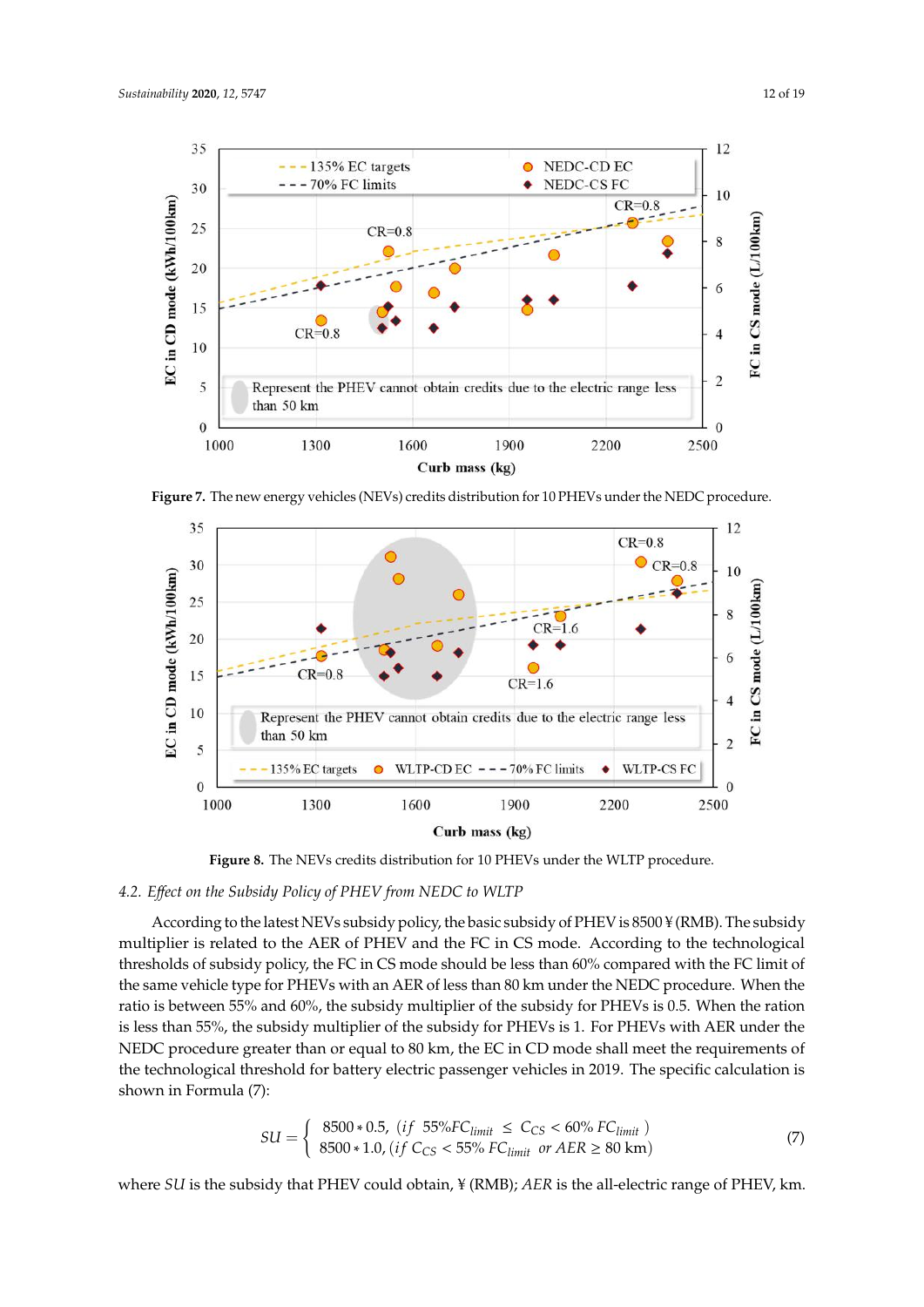Figure 7. The new energy vehicles (NEVs) credits distribution for 10 PHEVs under the NEDC procedure.

Figure 8. The NEVs credits distribution for 10 PHEVs under the WLTP procedure.

### 4.2. Effect on the Subsidy Policy of PHEV from NEDC to WLTP

According to the latest NEVs subsidy policy, the basic subsidy of PHEV is 8500 ¥ (RMB). The subsidy multiplier is related to the AER of PHEV and the FC in CS mode. According to the technological thresholds of subsidy policy, the FC in CS mode should be less than 60% compared with the FC limit of the same vehicle type for PHEVs with an AER of less than 80 km under the NEDC procedure. When the ratio is between 55% and 60%, the subsidy multiplier of the subsidy for PHEVs is 0.5. When the ration is less than 55%, the subsidy multiplier of the subsidy for PHEVs is 1. For PHEVs with AER under the NEDC procedure greater than or equal to 80 km, the EC in CD mode shall meet the requirements of the technological threshold for battery electric passenger vehicles in 2019. The specific calculation is shown in Formula (7):

$$SU = \begin{cases} 8500 * 0.5, \ (if \ \ 55\%FC_{limit} \ \leq \ C_{CS} < 60\% \ FC_{limit} \ ) \\ 8500 * 1.0, \ (if \ C_{CS} < 55\% \ FC_{limit} \ \ or \ AER \geq 80 \text{ km}) \end{cases} \tag{7}$$

where $SU$ is the subsidy that PHEV could obtain, ¥ (RMB); $AER$ is the all-electric range of PHEV, km.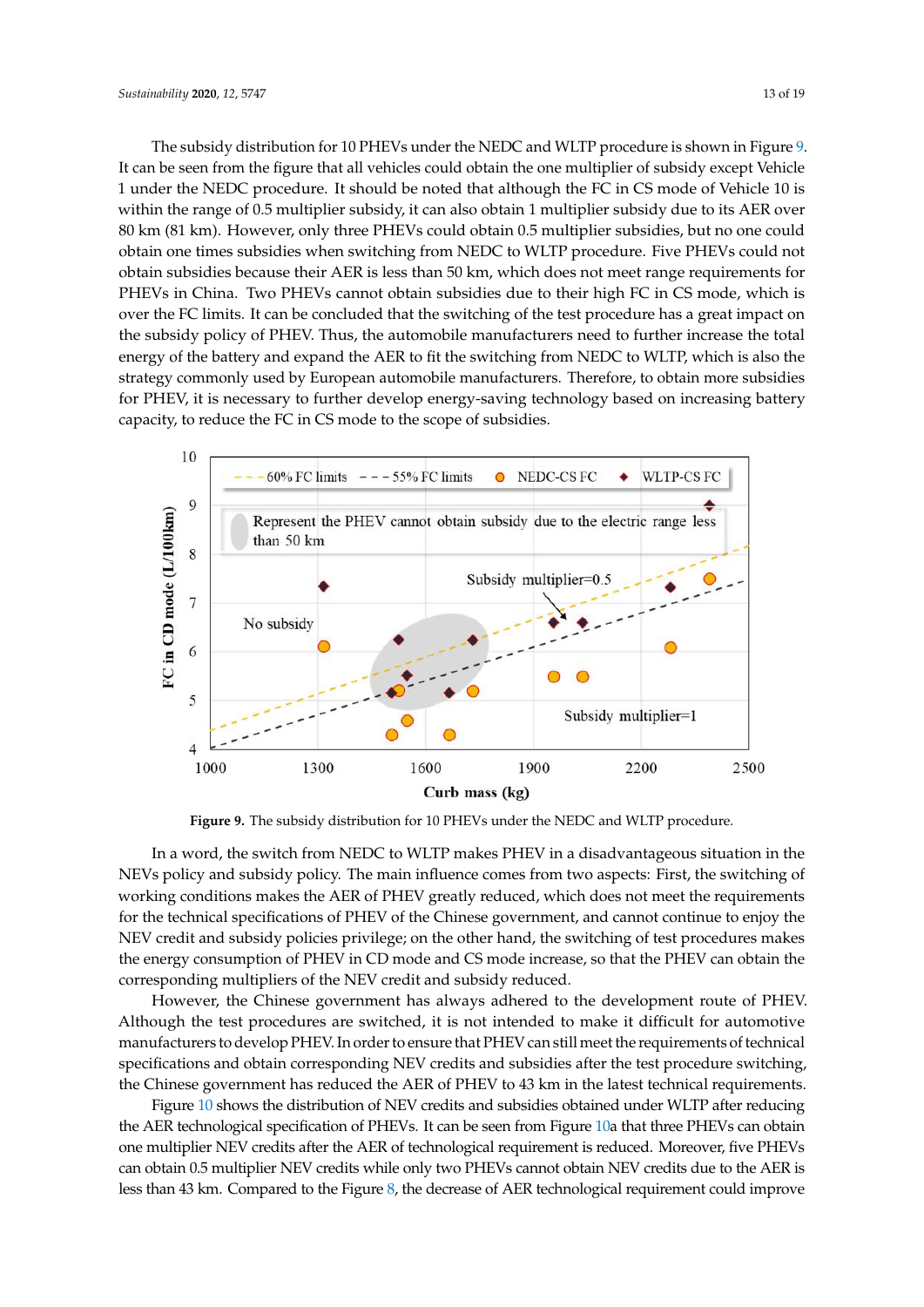The subsidy distribution for 10 PHEVs under the NEDC and WLTP procedure is shown in Figure 9. It can be seen from the figure that all vehicles could obtain the one multiplier of subsidy except Vehicle 1 under the NEDC procedure. It should be noted that although the FC in CS mode of Vehicle 10 is within the range of 0.5 multiplier subsidy, it can also obtain 1 multiplier subsidy due to its AER over 80 km (81 km). However, only three PHEVs could obtain 0.5 multiplier subsidies, but no one could obtain one times subsidies when switching from NEDC to WLTP procedure. Five PHEVs could not obtain subsidies because their AER is less than 50 km, which does not meet range requirements for PHEVs in China. Two PHEVs cannot obtain subsidies due to their high FC in CS mode, which is over the FC limits. It can be concluded that the switching of the test procedure has a great impact on the subsidy policy of PHEV. Thus, the automobile manufacturers need to further increase the total energy of the battery and expand the AER to fit the switching from NEDC to WLTP, which is also the strategy commonly used by European automobile manufacturers. Therefore, to obtain more subsidies for PHEV, it is necessary to further develop energy-saving technology based on increasing battery capacity, to reduce the FC in CS mode to the scope of subsidies.

**Figure 9.** The subsidy distribution for 10 PHEVs under the NEDC and WLTP procedure.

In a word, the switch from NEDC to WLTP makes PHEV in a disadvantageous situation in the NEVs policy and subsidy policy. The main influence comes from two aspects: First, the switching of working conditions makes the AER of PHEV greatly reduced, which does not meet the requirements for the technical specifications of PHEV of the Chinese government, and cannot continue to enjoy the NEV credit and subsidy policies privilege; on the other hand, the switching of test procedures makes the energy consumption of PHEV in CD mode and CS mode increase, so that the PHEV can obtain the corresponding multipliers of the NEV credit and subsidy reduced.

However, the Chinese government has always adhered to the development route of PHEV. Although the test procedures are switched, it is not intended to make it difficult for automotive manufacturers to develop PHEV. In order to ensure that PHEV can still meet the requirements of technical specifications and obtain corresponding NEV credits and subsidies after the test procedure switching, the Chinese government has reduced the AER of PHEV to 43 km in the latest technical requirements.

Figure 10 shows the distribution of NEV credits and subsidies obtained under WLTP after reducing the AER technological specification of PHEVs. It can be seen from Figure 10a that three PHEVs can obtain one multiplier NEV credits after the AER of technological requirement is reduced. Moreover, five PHEVs can obtain 0.5 multiplier NEV credits while only two PHEVs cannot obtain NEV credits due to the AER is less than 43 km. Compared to the Figure 8, the decrease of AER technological requirement could improve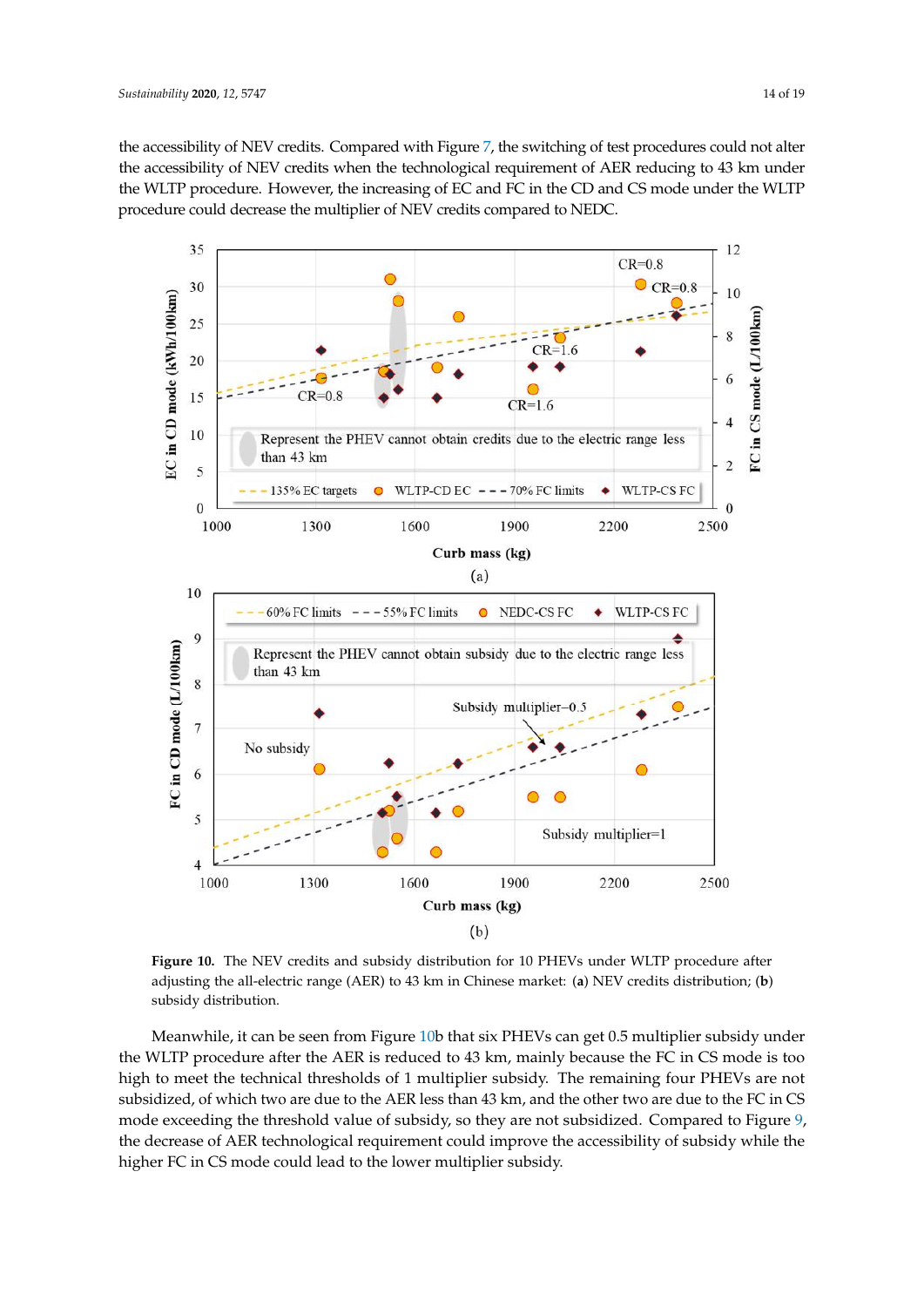the accessibility of NEV credits. Compared with Figure 7, the switching of test procedures could not alter the accessibility of NEV credits when the technological requirement of AER reducing to 43 km under the WLTP procedure. However, the increasing of EC and FC in the CD and CS mode under the WLTP procedure could decrease the multiplier of NEV credits compared to NEDC.

**Figure 10.** The NEV credits and subsidy distribution for 10 PHEVs under WLTP procedure after adjusting the all-electric range (AER) to 43 km in Chinese market: (**a**) NEV credits distribution; (**b**) subsidy distribution.

Meanwhile, it can be seen from Figure 10b that six PHEVs can get 0.5 multiplier subsidy under the WLTP procedure after the AER is reduced to 43 km, mainly because the FC in CS mode is too high to meet the technical thresholds of 1 multiplier subsidy. The remaining four PHEVs are not subsidized, of which two are due to the AER less than 43 km, and the other two are due to the FC in CS mode exceeding the threshold value of subsidy, so they are not subsidized. Compared to Figure 9, the decrease of AER technological requirement could improve the accessibility of subsidy while the higher FC in CS mode could lead to the lower multiplier subsidy.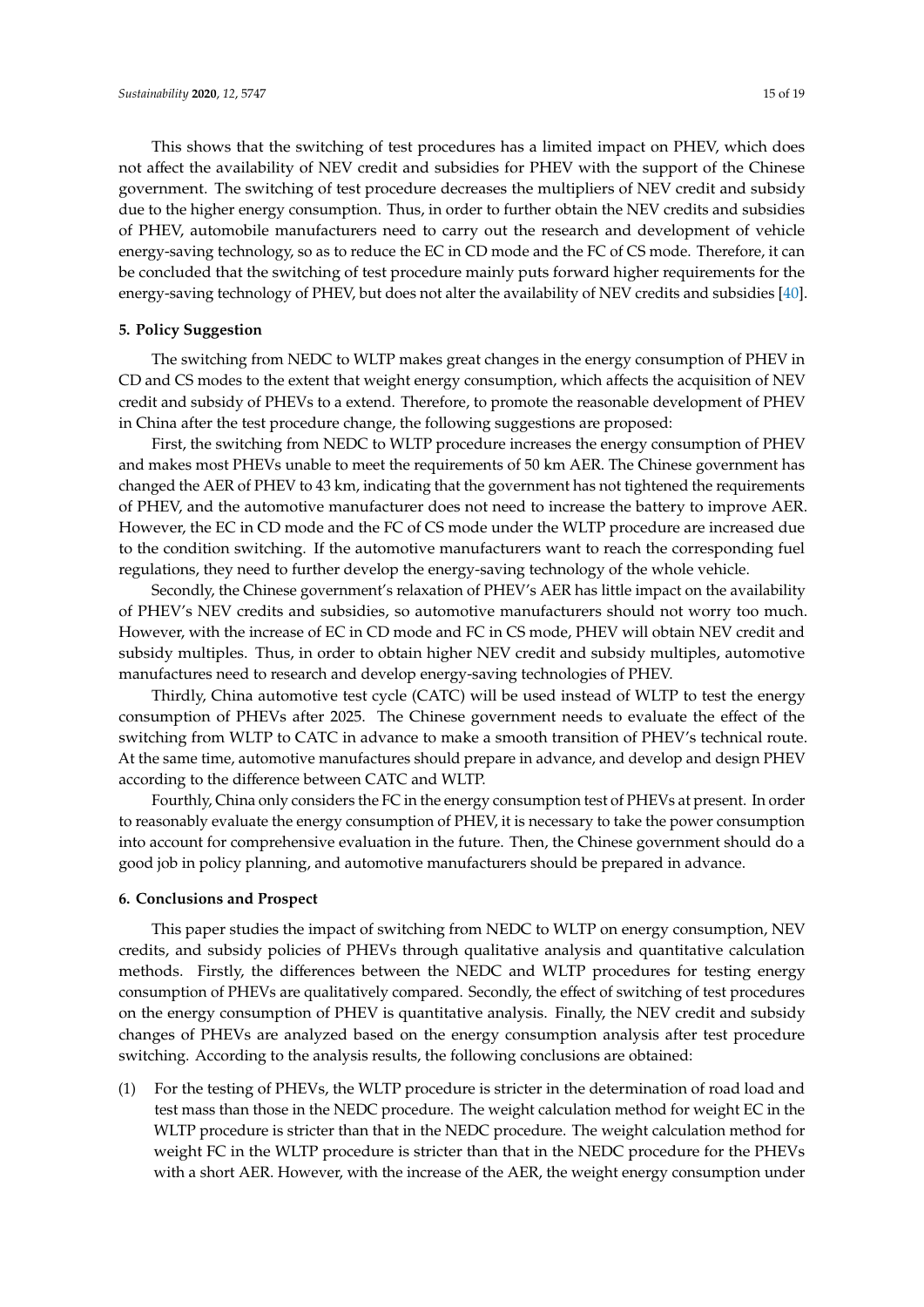This shows that the switching of test procedures has a limited impact on PHEV, which does not affect the availability of NEV credit and subsidies for PHEV with the support of the Chinese government. The switching of test procedure decreases the multipliers of NEV credit and subsidy due to the higher energy consumption. Thus, in order to further obtain the NEV credits and subsidies of PHEV, automobile manufacturers need to carry out the research and development of vehicle energy-saving technology, so as to reduce the EC in CD mode and the FC of CS mode. Therefore, it can be concluded that the switching of test procedure mainly puts forward higher requirements for the energy-saving technology of PHEV, but does not alter the availability of NEV credits and subsidies [40].

## 5. Policy Suggestion

The switching from NEDC to WLTP makes great changes in the energy consumption of PHEV in CD and CS modes to the extent that weight energy consumption, which affects the acquisition of NEV credit and subsidy of PHEVs to a extend. Therefore, to promote the reasonable development of PHEV in China after the test procedure change, the following suggestions are proposed:

First, the switching from NEDC to WLTP procedure increases the energy consumption of PHEV and makes most PHEVs unable to meet the requirements of 50 km AER. The Chinese government has changed the AER of PHEV to 43 km, indicating that the government has not tightened the requirements of PHEV, and the automotive manufacturer does not need to increase the battery to improve AER. However, the EC in CD mode and the FC of CS mode under the WLTP procedure are increased due to the condition switching. If the automotive manufacturers want to reach the corresponding fuel regulations, they need to further develop the energy-saving technology of the whole vehicle.

Secondly, the Chinese government's relaxation of PHEV's AER has little impact on the availability of PHEV's NEV credits and subsidies, so automotive manufacturers should not worry too much. However, with the increase of EC in CD mode and FC in CS mode, PHEV will obtain NEV credit and subsidy multiples. Thus, in order to obtain higher NEV credit and subsidy multiples, automotive manufactures need to research and develop energy-saving technologies of PHEV.

Thirdly, China automotive test cycle (CATC) will be used instead of WLTP to test the energy consumption of PHEVs after 2025. The Chinese government needs to evaluate the effect of the switching from WLTP to CATC in advance to make a smooth transition of PHEV's technical route. At the same time, automotive manufactures should prepare in advance, and develop and design PHEV according to the difference between CATC and WLTP.

Fourthly, China only considers the FC in the energy consumption test of PHEVs at present. In order to reasonably evaluate the energy consumption of PHEV, it is necessary to take the power consumption into account for comprehensive evaluation in the future. Then, the Chinese government should do a good job in policy planning, and automotive manufacturers should be prepared in advance.

## 6. Conclusions and Prospect

This paper studies the impact of switching from NEDC to WLTP on energy consumption, NEV credits, and subsidy policies of PHEVs through qualitative analysis and quantitative calculation methods. Firstly, the differences between the NEDC and WLTP procedures for testing energy consumption of PHEVs are qualitatively compared. Secondly, the effect of switching of test procedures on the energy consumption of PHEV is quantitative analysis. Finally, the NEV credit and subsidy changes of PHEVs are analyzed based on the energy consumption analysis after test procedure switching. According to the analysis results, the following conclusions are obtained:

(1) For the testing of PHEVs, the WLTP procedure is stricter in the determination of road load and test mass than those in the NEDC procedure. The weight calculation method for weight EC in the WLTP procedure is stricter than that in the NEDC procedure. The weight calculation method for weight FC in the WLTP procedure is stricter than that in the NEDC procedure for the PHEVs with a short AER. However, with the increase of the AER, the weight energy consumption under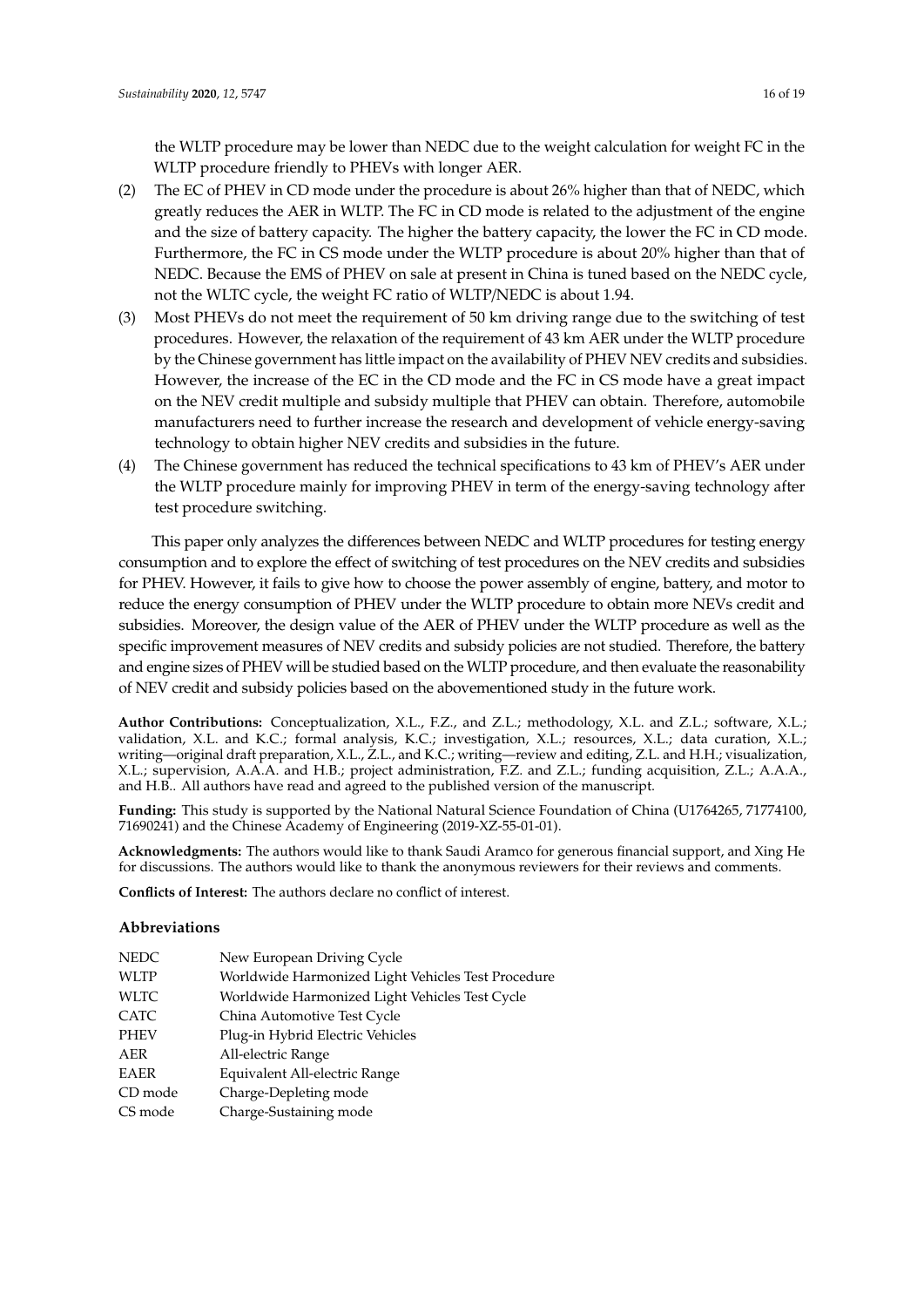the WLTP procedure may be lower than NEDC due to the weight calculation for weight FC in the WLTP procedure friendly to PHEVs with longer AER.

(2) The EC of PHEV in CD mode under the procedure is about 26% higher than that of NEDC, which greatly reduces the AER in WLTP. The FC in CD mode is related to the adjustment of the engine and the size of battery capacity. The higher the battery capacity, the lower the FC in CD mode. Furthermore, the FC in CS mode under the WLTP procedure is about 20% higher than that of NEDC. Because the EMS of PHEV on sale at present in China is tuned based on the NEDC cycle, not the WLTC cycle, the weight FC ratio of WLTP/NEDC is about 1.94.

(3) Most PHEVs do not meet the requirement of 50 km driving range due to the switching of test procedures. However, the relaxation of the requirement of 43 km AER under the WLTP procedure by the Chinese government has little impact on the availability of PHEV NEV credits and subsidies. However, the increase of the EC in the CD mode and the FC in CS mode have a great impact on the NEV credit multiple and subsidy multiple that PHEV can obtain. Therefore, automobile manufacturers need to further increase the research and development of vehicle energy-saving technology to obtain higher NEV credits and subsidies in the future.

(4) The Chinese government has reduced the technical specifications to 43 km of PHEV's AER under the WLTP procedure mainly for improving PHEV in term of the energy-saving technology after test procedure switching.

This paper only analyzes the differences between NEDC and WLTP procedures for testing energy consumption and to explore the effect of switching of test procedures on the NEV credits and subsidies for PHEV. However, it fails to give how to choose the power assembly of engine, battery, and motor to reduce the energy consumption of PHEV under the WLTP procedure to obtain more NEVs credit and subsidies. Moreover, the design value of the AER of PHEV under the WLTP procedure as well as the specific improvement measures of NEV credits and subsidy policies are not studied. Therefore, the battery and engine sizes of PHEV will be studied based on the WLTP procedure, and then evaluate the reasonability of NEV credit and subsidy policies based on the abovementioned study in the future work.

**Author Contributions:** Conceptualization, X.L., F.Z., and Z.L.; methodology, X.L. and Z.L.; software, X.L.; validation, X.L. and K.C.; formal analysis, K.C.; investigation, X.L.; resources, X.L.; data curation, X.L.; writing—original draft preparation, X.L., Z.L., and K.C.; writing—review and editing, Z.L. and H.H.; visualization, X.L.; supervision, A.A.A. and H.B.; project administration, F.Z. and Z.L.; funding acquisition, Z.L.; A.A.A., and H.B.. All authors have read and agreed to the published version of the manuscript.

**Funding:** This study is supported by the National Natural Science Foundation of China (U1764265, 71774100, 71690241) and the Chinese Academy of Engineering (2019-XZ-55-01-01).

**Acknowledgments:** The authors would like to thank Saudi Aramco for generous financial support, and Xing He for discussions. The authors would like to thank the anonymous reviewers for their reviews and comments.

**Conflicts of Interest:** The authors declare no conflict of interest.

## Abbreviations

| | |
|---|---|
| NEDC | New European Driving Cycle |
| WLTP | Worldwide Harmonized Light Vehicles Test Procedure |
| WLTC | Worldwide Harmonized Light Vehicles Test Cycle |
| CATC | China Automotive Test Cycle |
| PHEV | Plug-in Hybrid Electric Vehicles |
| AER | All-electric Range |
| EAER | Equivalent All-electric Range |
| CD mode | Charge-Depleting mode |
| CS mode | Charge-Sustaining mode |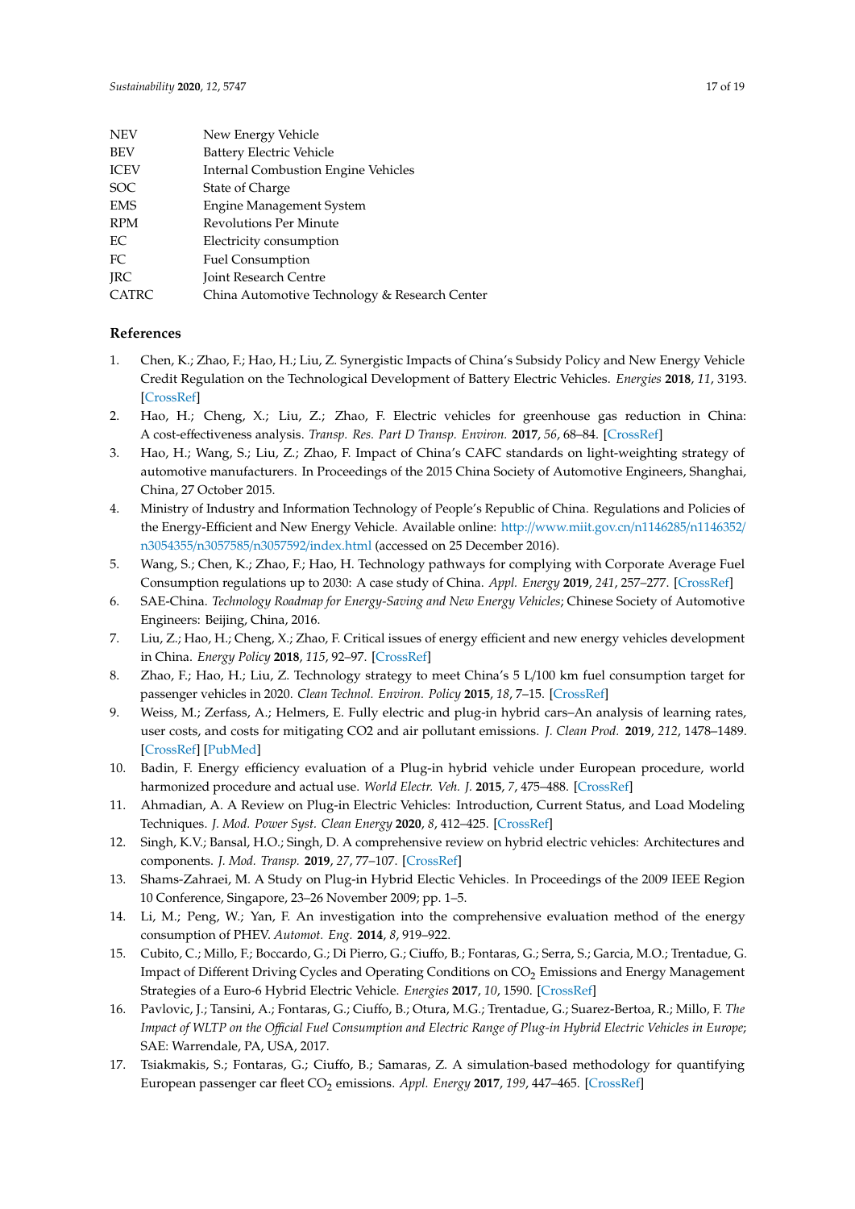| | |
|---|---|
| NEV | New Energy Vehicle |
| BEV | Battery Electric Vehicle |
| ICEV | Internal Combustion Engine Vehicles |
| SOC | State of Charge |
| EMS | Engine Management System |
| RPM | Revolutions Per Minute |
| EC | Electricity consumption |
| FC | Fuel Consumption |
| JRC | Joint Research Centre |
| CATRC | China Automotive Technology & Research Center |

## References

1. Chen, K.; Zhao, F.; Hao, H.; Liu, Z. Synergistic Impacts of China's Subsidy Policy and New Energy Vehicle Credit Regulation on the Technological Development of Battery Electric Vehicles. *Energies* **2018**, *11*, 3193. [CrossRef]
2. Hao, H.; Cheng, X.; Liu, Z.; Zhao, F. Electric vehicles for greenhouse gas reduction in China: A cost-effectiveness analysis. *Transp. Res. Part D Transp. Environ.* **2017**, *56*, 68–84. [CrossRef]
3. Hao, H.; Wang, S.; Liu, Z.; Zhao, F. Impact of China's CAFC standards on light-weighting strategy of automotive manufacturers. In Proceedings of the 2015 China Society of Automotive Engineers, Shanghai, China, 27 October 2015.
4. Ministry of Industry and Information Technology of People's Republic of China. Regulations and Policies of the Energy-Efficient and New Energy Vehicle. Available online: http://www.miit.gov.cn/n1146285/n1146352/n3054355/n3057585/n3057592/index.html (accessed on 25 December 2016).
5. Wang, S.; Chen, K.; Zhao, F.; Hao, H. Technology pathways for complying with Corporate Average Fuel Consumption regulations up to 2030: A case study of China. *Appl. Energy* **2019**, *241*, 257–277. [CrossRef]
6. SAE-China. *Technology Roadmap for Energy-Saving and New Energy Vehicles*; Chinese Society of Automotive Engineers: Beijing, China, 2016.
7. Liu, Z.; Hao, H.; Cheng, X.; Zhao, F. Critical issues of energy efficient and new energy vehicles development in China. *Energy Policy* **2018**, *115*, 92–97. [CrossRef]
8. Zhao, F.; Hao, H.; Liu, Z. Technology strategy to meet China's 5 L/100 km fuel consumption target for passenger vehicles in 2020. *Clean Technol. Environ. Policy* **2015**, *18*, 7–15. [CrossRef]
9. Weiss, M.; Zerfass, A.; Helmers, E. Fully electric and plug-in hybrid cars–An analysis of learning rates, user costs, and costs for mitigating CO2 and air pollutant emissions. *J. Clean Prod.* **2019**, *212*, 1478–1489. [CrossRef] [PubMed]
10. Badin, F. Energy efficiency evaluation of a Plug-in hybrid vehicle under European procedure, world harmonized procedure and actual use. *World Electr. Veh. J.* **2015**, *7*, 475–488. [CrossRef]
11. Ahmadian, A. A Review on Plug-in Electric Vehicles: Introduction, Current Status, and Load Modeling Techniques. *J. Mod. Power Syst. Clean Energy* **2020**, *8*, 412–425. [CrossRef]
12. Singh, K.V.; Bansal, H.O.; Singh, D. A comprehensive review on hybrid electric vehicles: Architectures and components. *J. Mod. Transp.* **2019**, *27*, 77–107. [CrossRef]
13. Shams-Zahraei, M. A Study on Plug-in Hybrid Electic Vehicles. In Proceedings of the 2009 IEEE Region 10 Conference, Singapore, 23–26 November 2009; pp. 1–5.
14. Li, M.; Peng, W.; Yan, F. An investigation into the comprehensive evaluation method of the energy consumption of PHEV. *Automot. Eng.* **2014**, *8*, 919–922.
15. Cubito, C.; Millo, F.; Boccardo, G.; Di Pierro, G.; Ciuffo, B.; Fontaras, G.; Serra, S.; Garcia, M.O.; Trentadue, G. Impact of Different Driving Cycles and Operating Conditions on $CO_2$ Emissions and Energy Management Strategies of a Euro-6 Hybrid Electric Vehicle. *Energies* **2017**, *10*, 1590. [CrossRef]
16. Pavlovic, J.; Tansini, A.; Fontaras, G.; Ciuffo, B.; Otura, M.G.; Trentadue, G.; Suarez-Bertoa, R.; Millo, F. *The Impact of WLTP on the Official Fuel Consumption and Electric Range of Plug-in Hybrid Electric Vehicles in Europe*; SAE: Warrendale, PA, USA, 2017.
17. Tsiakmakis, S.; Fontaras, G.; Ciuffo, B.; Samaras, Z. A simulation-based methodology for quantifying European passenger car fleet $CO_2$ emissions. *Appl. Energy* **2017**, *199*, 447–465. [CrossRef]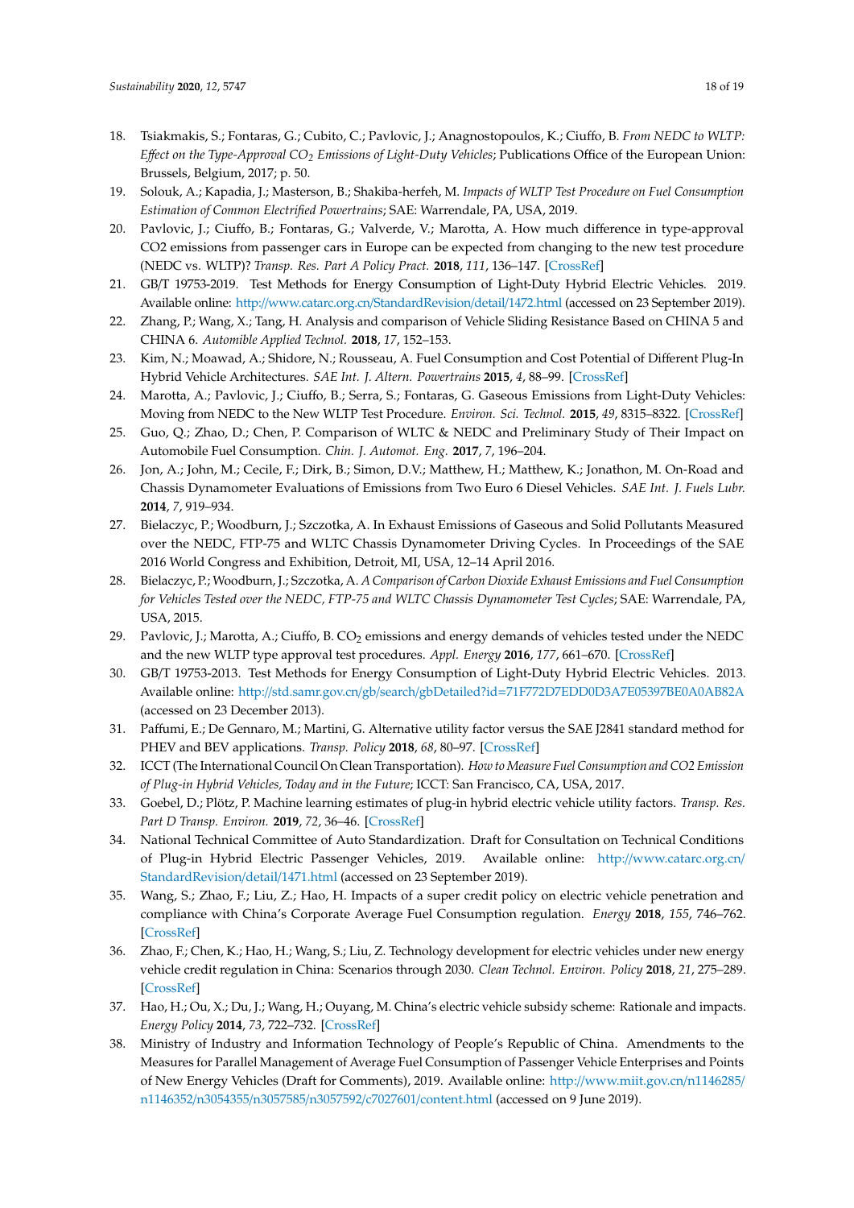18. Tsiakmakis, S.; Fontaras, G.; Cubito, C.; Pavlovic, J.; Anagnostopoulos, K.; Ciuffo, B. *From NEDC to WLTP: Effect on the Type-Approval $CO_2$ Emissions of Light-Duty Vehicles*; Publications Office of the European Union: Brussels, Belgium, 2017; p. 50.
19. Solouk, A.; Kapadia, J.; Masterson, B.; Shakiba-herfeh, M. *Impacts of WLTP Test Procedure on Fuel Consumption Estimation of Common Electrified Powertrains*; SAE: Warrendale, PA, USA, 2019.
20. Pavlovic, J.; Ciuffo, B.; Fontaras, G.; Valverde, V.; Marotta, A. How much difference in type-approval CO2 emissions from passenger cars in Europe can be expected from changing to the new test procedure (NEDC vs. WLTP)? *Transp. Res. Part A Policy Pract.* **2018**, *111*, 136–147. [CrossRef]
21. GB/T 19753-2019. Test Methods for Energy Consumption of Light-Duty Hybrid Electric Vehicles. 2019. Available online: http://www.catarc.org.cn/StandardRevision/detail/1472.html (accessed on 23 September 2019).
22. Zhang, P.; Wang, X.; Tang, H. Analysis and comparison of Vehicle Sliding Resistance Based on CHINA 5 and CHINA 6. *Automible Applied Technol.* **2018**, *17*, 152–153.
23. Kim, N.; Moawad, A.; Shidore, N.; Rousseau, A. Fuel Consumption and Cost Potential of Different Plug-In Hybrid Vehicle Architectures. *SAE Int. J. Altern. Powertrains* **2015**, *4*, 88–99. [CrossRef]
24. Marotta, A.; Pavlovic, J.; Ciuffo, B.; Serra, S.; Fontaras, G. Gaseous Emissions from Light-Duty Vehicles: Moving from NEDC to the New WLTP Test Procedure. *Environ. Sci. Technol.* **2015**, *49*, 8315–8322. [CrossRef]
25. Guo, Q.; Zhao, D.; Chen, P. Comparison of WLTC & NEDC and Preliminary Study of Their Impact on Automobile Fuel Consumption. *Chin. J. Automot. Eng.* **2017**, *7*, 196–204.
26. Jon, A.; John, M.; Cecile, F.; Dirk, B.; Simon, D.V.; Matthew, H.; Matthew, K.; Jonathon, M. On-Road and Chassis Dynamometer Evaluations of Emissions from Two Euro 6 Diesel Vehicles. *SAE Int. J. Fuels Lubr.* **2014**, *7*, 919–934.
27. Bielaczyc, P.; Woodburn, J.; Szczotka, A. In Exhaust Emissions of Gaseous and Solid Pollutants Measured over the NEDC, FTP-75 and WLTC Chassis Dynamometer Driving Cycles. In Proceedings of the SAE 2016 World Congress and Exhibition, Detroit, MI, USA, 12–14 April 2016.
28. Bielaczyc, P.; Woodburn, J.; Szczotka, A. *A Comparison of Carbon Dioxide Exhaust Emissions and Fuel Consumption for Vehicles Tested over the NEDC, FTP-75 and WLTC Chassis Dynamometer Test Cycles*; SAE: Warrendale, PA, USA, 2015.
29. Pavlovic, J.; Marotta, A.; Ciuffo, B. $CO_2$ emissions and energy demands of vehicles tested under the NEDC and the new WLTP type approval test procedures. *Appl. Energy* **2016**, *177*, 661–670. [CrossRef]
30. GB/T 19753-2013. Test Methods for Energy Consumption of Light-Duty Hybrid Electric Vehicles. 2013. Available online: http://std.samr.gov.cn/gb/search/gbDetailed?id=71F772D7EDD0D3A7E05397BE0A0AB82A (accessed on 23 December 2013).
31. Paffumi, E.; De Gennaro, M.; Martini, G. Alternative utility factor versus the SAE J2841 standard method for PHEV and BEV applications. *Transp. Policy* **2018**, *68*, 80–97. [CrossRef]
32. ICCT (The International Council On Clean Transportation). *How to Measure Fuel Consumption and CO2 Emission of Plug-in Hybrid Vehicles, Today and in the Future*; ICCT: San Francisco, CA, USA, 2017.
33. Goebel, D.; Plötz, P. Machine learning estimates of plug-in hybrid electric vehicle utility factors. *Transp. Res. Part D Transp. Environ.* **2019**, *72*, 36–46. [CrossRef]
34. National Technical Committee of Auto Standardization. Draft for Consultation on Technical Conditions of Plug-in Hybrid Electric Passenger Vehicles, 2019. Available online: http://www.catarc.org.cn/StandardRevision/detail/1471.html (accessed on 23 September 2019).
35. Wang, S.; Zhao, F.; Liu, Z.; Hao, H. Impacts of a super credit policy on electric vehicle penetration and compliance with China's Corporate Average Fuel Consumption regulation. *Energy* **2018**, *155*, 746–762. [CrossRef]
36. Zhao, F.; Chen, K.; Hao, H.; Wang, S.; Liu, Z. Technology development for electric vehicles under new energy vehicle credit regulation in China: Scenarios through 2030. *Clean Technol. Environ. Policy* **2018**, *21*, 275–289. [CrossRef]
37. Hao, H.; Ou, X.; Du, J.; Wang, H.; Ouyang, M. China's electric vehicle subsidy scheme: Rationale and impacts. *Energy Policy* **2014**, *73*, 722–732. [CrossRef]
38. Ministry of Industry and Information Technology of People's Republic of China. Amendments to the Measures for Parallel Management of Average Fuel Consumption of Passenger Vehicle Enterprises and Points of New Energy Vehicles (Draft for Comments), 2019. Available online: http://www.miit.gov.cn/n1146285/n1146352/n3054355/n3057585/n3057592/c7027601/content.html (accessed on 9 June 2019).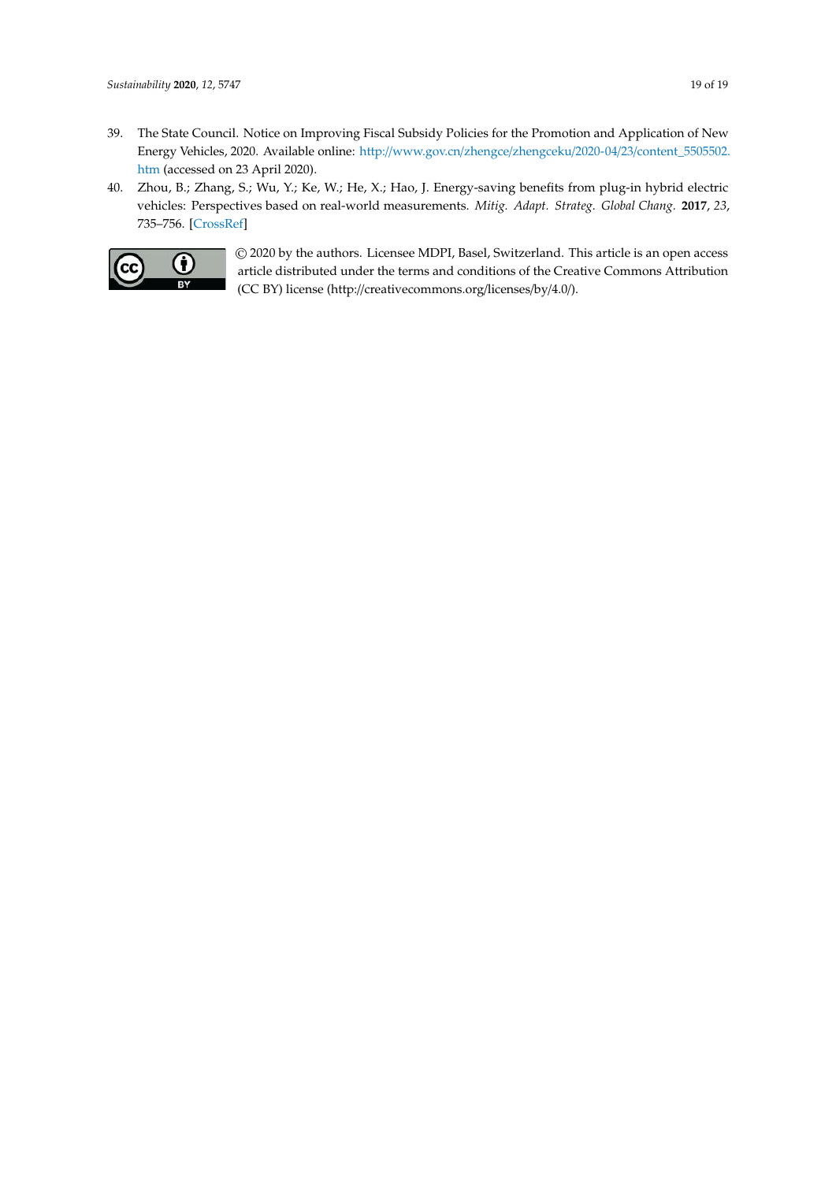39. The State Council. Notice on Improving Fiscal Subsidy Policies for the Promotion and Application of New Energy Vehicles, 2020. Available online: http://www.gov.cn/zhengce/zhengceku/2020-04/23/content_5505502.htm (accessed on 23 April 2020).
40. Zhou, B.; Zhang, S.; Wu, Y.; Ke, W.; He, X.; Hao, J. Energy-saving benefits from plug-in hybrid electric vehicles: Perspectives based on real-world measurements. *Mitig. Adapt. Strateg. Global Chang.* **2017**, *23*, 735–756. [CrossRef]

© 2020 by the authors. Licensee MDPI, Basel, Switzerland. This article is an open access article distributed under the terms and conditions of the Creative Commons Attribution (CC BY) license (http://creativecommons.org/licenses/by/4.0/).